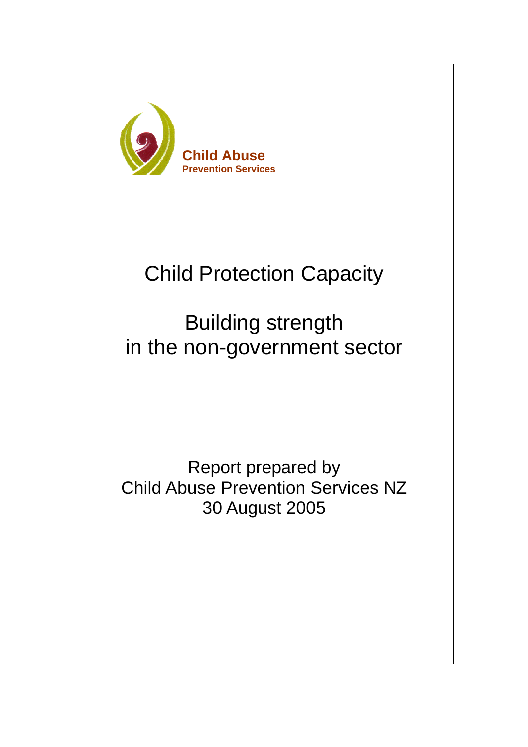**Child Abuse**
**Prevention Services**

# Child Protection Capacity

## Building strength in the non-government sector

Report prepared by
Child Abuse Prevention Services NZ
30 August 2005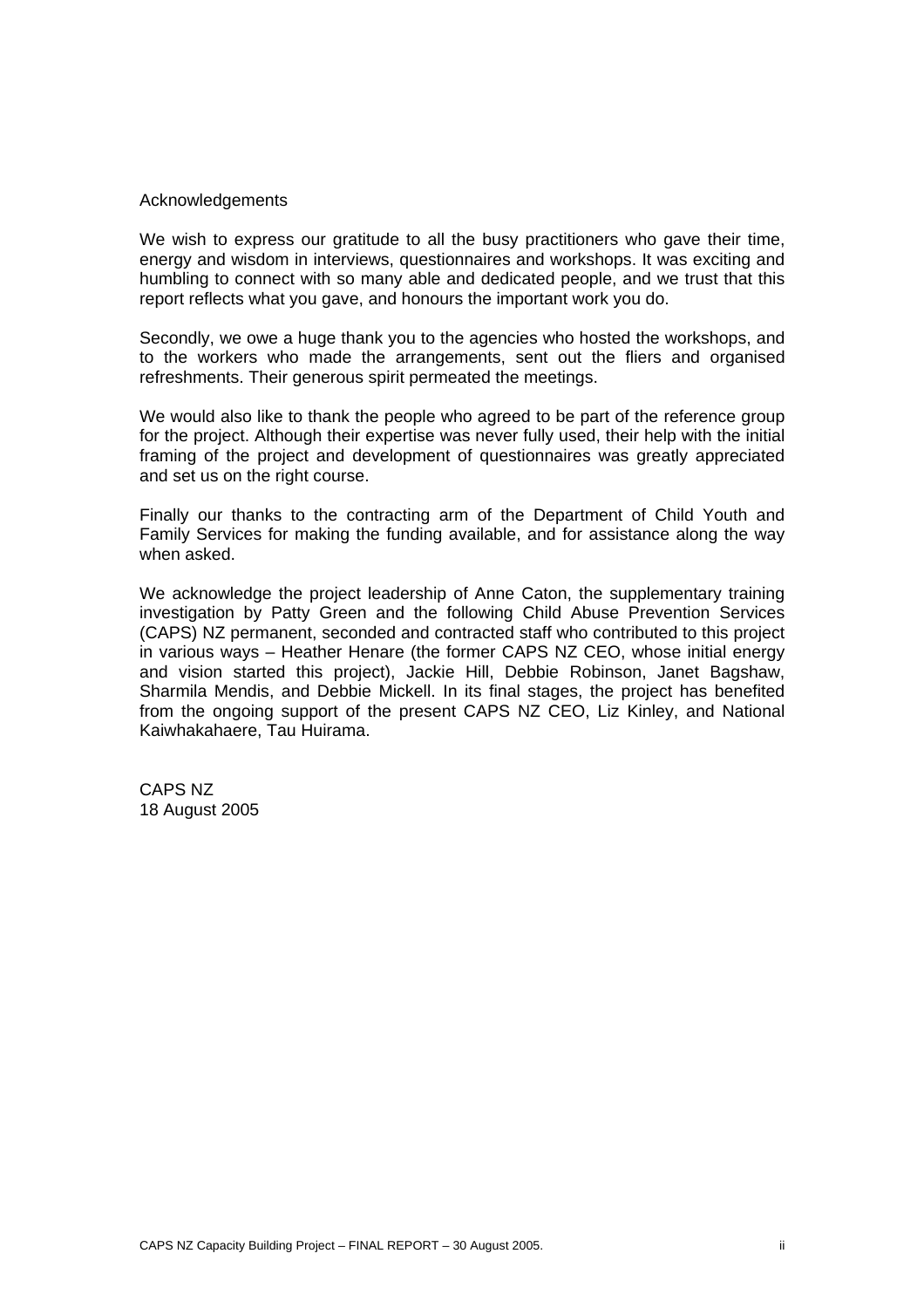## Acknowledgements

We wish to express our gratitude to all the busy practitioners who gave their time, energy and wisdom in interviews, questionnaires and workshops. It was exciting and humbling to connect with so many able and dedicated people, and we trust that this report reflects what you gave, and honours the important work you do.

Secondly, we owe a huge thank you to the agencies who hosted the workshops, and to the workers who made the arrangements, sent out the fliers and organised refreshments. Their generous spirit permeated the meetings.

We would also like to thank the people who agreed to be part of the reference group for the project. Although their expertise was never fully used, their help with the initial framing of the project and development of questionnaires was greatly appreciated and set us on the right course.

Finally our thanks to the contracting arm of the Department of Child Youth and Family Services for making the funding available, and for assistance along the way when asked.

We acknowledge the project leadership of Anne Caton, the supplementary training investigation by Patty Green and the following Child Abuse Prevention Services (CAPS) NZ permanent, seconded and contracted staff who contributed to this project in various ways – Heather Henare (the former CAPS NZ CEO, whose initial energy and vision started this project), Jackie Hill, Debbie Robinson, Janet Bagshaw, Sharmila Mendis, and Debbie Mickell. In its final stages, the project has benefited from the ongoing support of the present CAPS NZ CEO, Liz Kinley, and National Kaiwhakahaere, Tau Huirama.

CAPS NZ
18 August 2005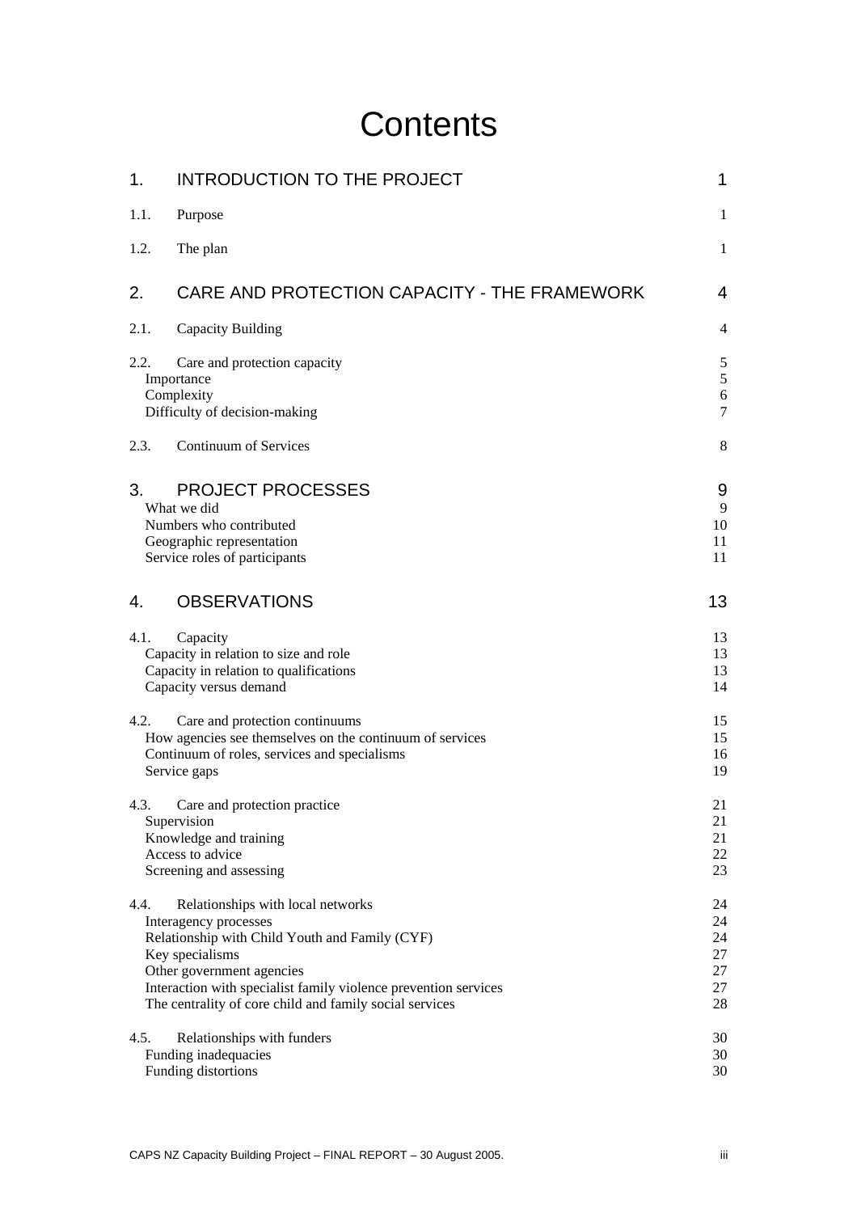# Contents

| | | |
|---|---|---|
| 1. | INTRODUCTION TO THE PROJECT | 1 |
| 1.1. | Purpose | 1 |
| 1.2. | The plan | 1 |
| 2. | CARE AND PROTECTION CAPACITY - THE FRAMEWORK | 4 |
| 2.1. | Capacity Building | 4 |
| 2.2. | Care and protection capacity | 5 |
| | Importance | 5 |
| | Complexity | 6 |
| | Difficulty of decision-making | 7 |
| 2.3. | Continuum of Services | 8 |
| 3. | PROJECT PROCESSES | 9 |
| | What we did | 9 |
| | Numbers who contributed | 10 |
| | Geographic representation | 11 |
| | Service roles of participants | 11 |
| 4. | OBSERVATIONS | 13 |
| 4.1. | Capacity | 13 |
| | Capacity in relation to size and role | 13 |
| | Capacity in relation to qualifications | 13 |
| | Capacity versus demand | 14 |
| 4.2. | Care and protection continuums | 15 |
| | How agencies see themselves on the continuum of services | 15 |
| | Continuum of roles, services and specialisms | 16 |
| | Service gaps | 19 |
| 4.3. | Care and protection practice | 21 |
| | Supervision | 21 |
| | Knowledge and training | 21 |
| | Access to advice | 22 |
| | Screening and assessing | 23 |
| 4.4. | Relationships with local networks | 24 |
| | Interagency processes | 24 |
| | Relationship with Child Youth and Family (CYF) | 24 |
| | Key specialisms | 27 |
| | Other government agencies | 27 |
| | Interaction with specialist family violence prevention services | 27 |
| | The centrality of core child and family social services | 28 |
| 4.5. | Relationships with funders | 30 |
| | Funding inadequacies | 30 |
| | Funding distortions | 30 |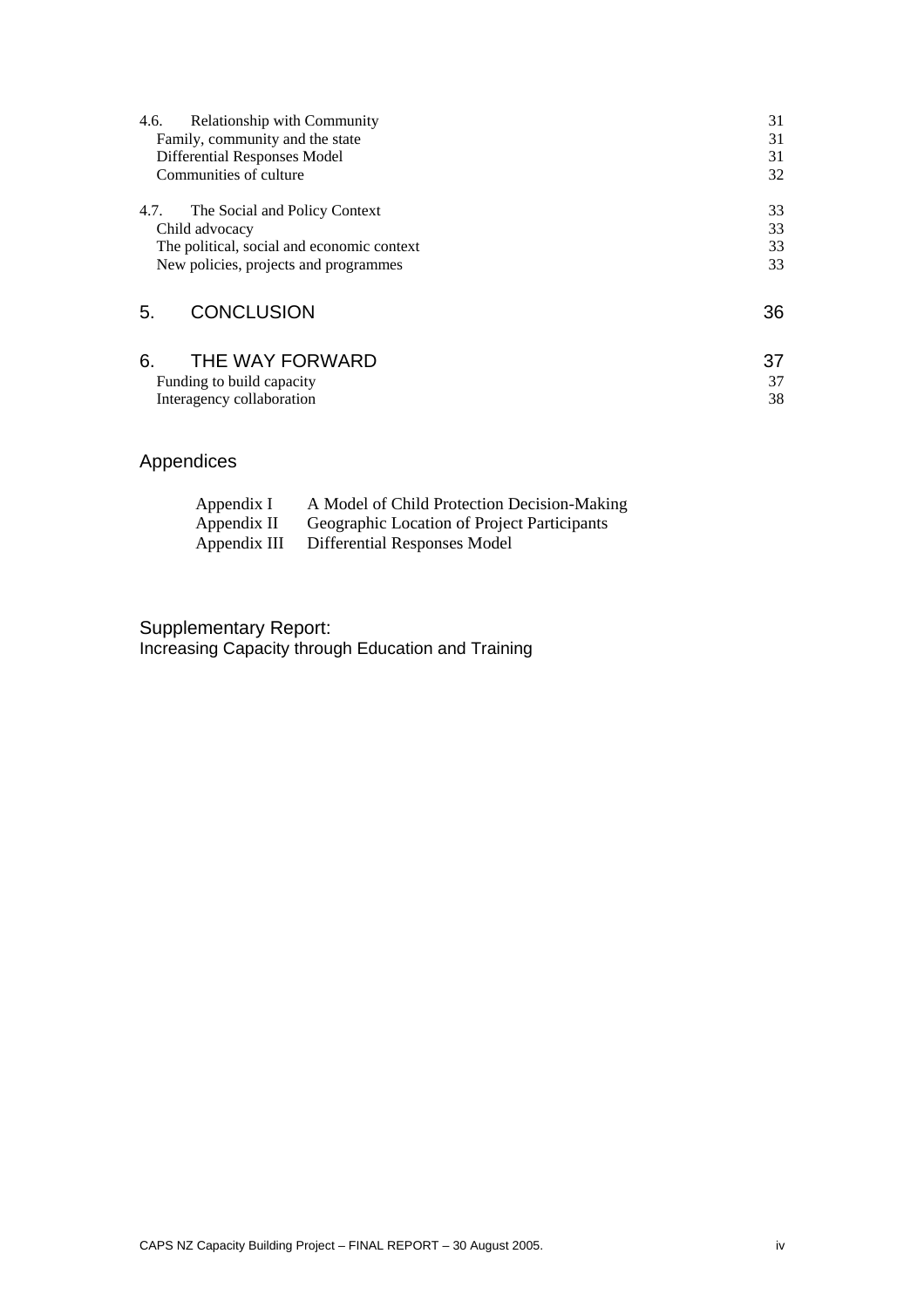| | |
|---|---|
| 4.6. Relationship with Community | 31 |
| Family, community and the state | 31 |
| Differential Responses Model | 31 |
| Communities of culture | 32 |
| 4.7. The Social and Policy Context | 33 |
| Child advocacy | 33 |
| The political, social and economic context | 33 |
| New policies, projects and programmes | 33 |
| **5. CONCLUSION** | **36** |
| **6. THE WAY FORWARD** | **37** |
| Funding to build capacity | 37 |
| Interagency collaboration | 38 |

## Appendices

| | |
|---|---|
| Appendix I | A Model of Child Protection Decision-Making |
| Appendix II | Geographic Location of Project Participants |
| Appendix III | Differential Responses Model |

## Supplementary Report:

Increasing Capacity through Education and Training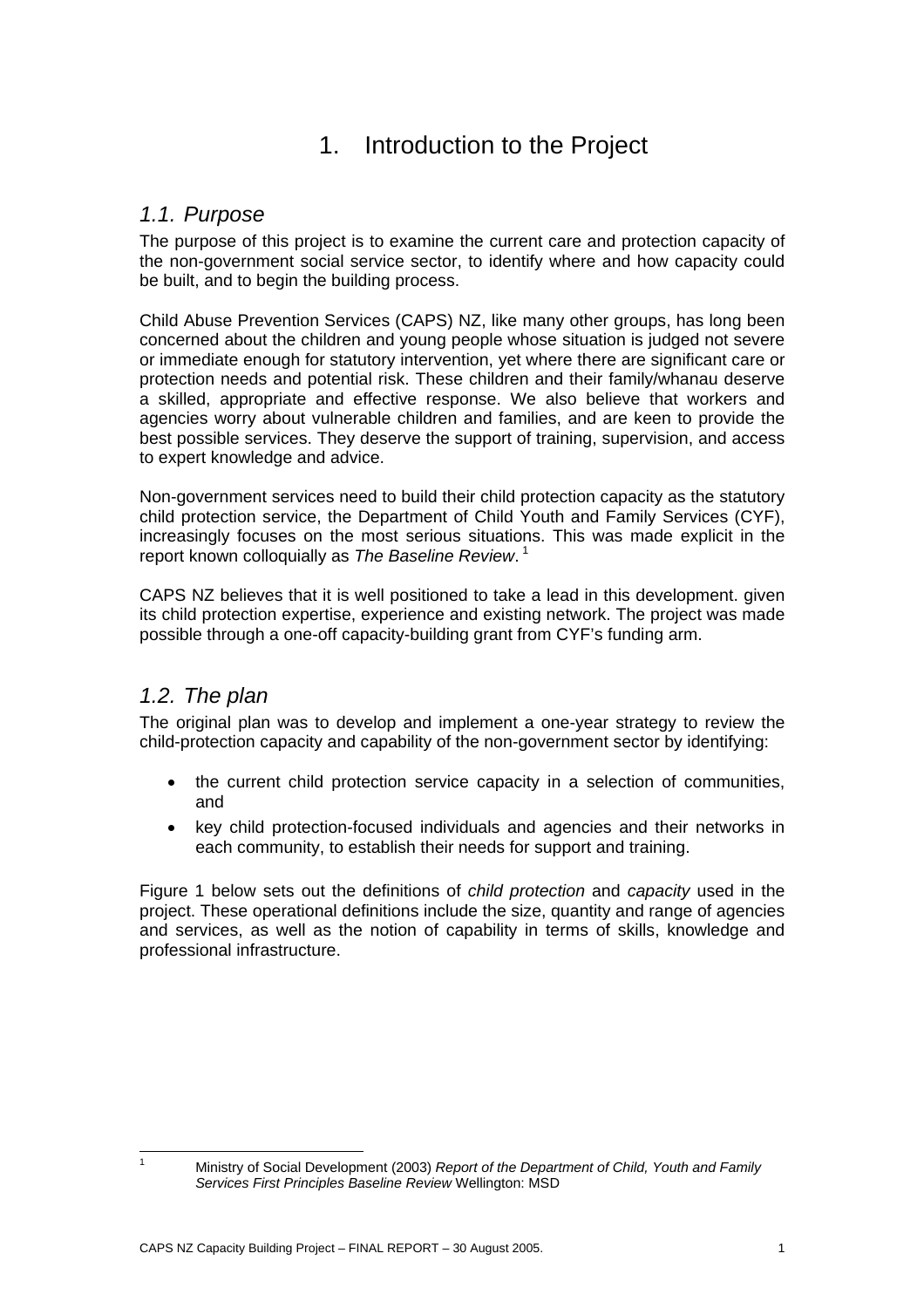# 1. Introduction to the Project

## 1.1. Purpose

The purpose of this project is to examine the current care and protection capacity of the non-government social service sector, to identify where and how capacity could be built, and to begin the building process.

Child Abuse Prevention Services (CAPS) NZ, like many other groups, has long been concerned about the children and young people whose situation is judged not severe or immediate enough for statutory intervention, yet where there are significant care or protection needs and potential risk. These children and their family/whanau deserve a skilled, appropriate and effective response. We also believe that workers and agencies worry about vulnerable children and families, and are keen to provide the best possible services. They deserve the support of training, supervision, and access to expert knowledge and advice.

Non-government services need to build their child protection capacity as the statutory child protection service, the Department of Child Youth and Family Services (CYF), increasingly focuses on the most serious situations. This was made explicit in the report known colloquially as *The Baseline Review*.[1]

CAPS NZ believes that it is well positioned to take a lead in this development. given its child protection expertise, experience and existing network. The project was made possible through a one-off capacity-building grant from CYF's funding arm.

## 1.2. The plan

The original plan was to develop and implement a one-year strategy to review the child-protection capacity and capability of the non-government sector by identifying:

- the current child protection service capacity in a selection of communities, and
- key child protection-focused individuals and agencies and their networks in each community, to establish their needs for support and training.

Figure 1 below sets out the definitions of *child protection* and *capacity* used in the project. These operational definitions include the size, quantity and range of agencies and services, as well as the notion of capability in terms of skills, knowledge and professional infrastructure.

---

[1] Ministry of Social Development (2003) *Report of the Department of Child, Youth and Family Services First Principles Baseline Review* Wellington: MSD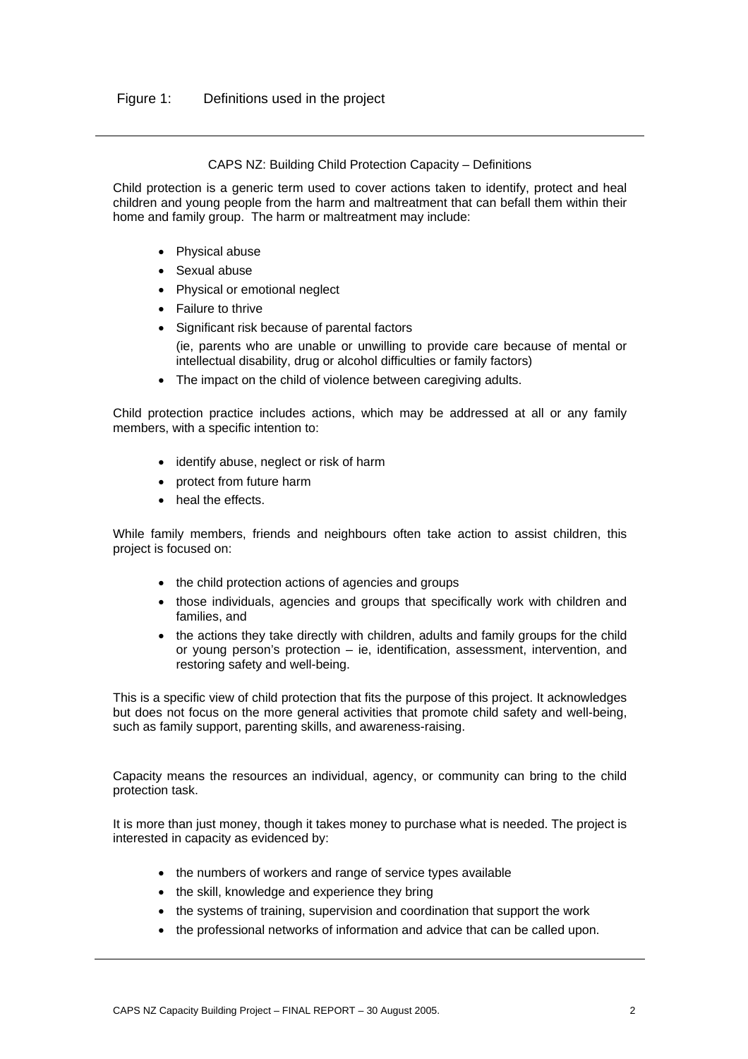Figure 1: Definitions used in the project

---

CAPS NZ: Building Child Protection Capacity – Definitions

Child protection is a generic term used to cover actions taken to identify, protect and heal children and young people from the harm and maltreatment that can befall them within their home and family group. The harm or maltreatment may include:

- Physical abuse
- Sexual abuse
- Physical or emotional neglect
- Failure to thrive
- Significant risk because of parental factors
  (ie, parents who are unable or unwilling to provide care because of mental or intellectual disability, drug or alcohol difficulties or family factors)
- The impact on the child of violence between caregiving adults.

Child protection practice includes actions, which may be addressed at all or any family members, with a specific intention to:

- identify abuse, neglect or risk of harm
- protect from future harm
- heal the effects.

While family members, friends and neighbours often take action to assist children, this project is focused on:

- the child protection actions of agencies and groups
- those individuals, agencies and groups that specifically work with children and families, and
- the actions they take directly with children, adults and family groups for the child or young person's protection – ie, identification, assessment, intervention, and restoring safety and well-being.

This is a specific view of child protection that fits the purpose of this project. It acknowledges but does not focus on the more general activities that promote child safety and well-being, such as family support, parenting skills, and awareness-raising.

Capacity means the resources an individual, agency, or community can bring to the child protection task.

It is more than just money, though it takes money to purchase what is needed. The project is interested in capacity as evidenced by:

- the numbers of workers and range of service types available
- the skill, knowledge and experience they bring
- the systems of training, supervision and coordination that support the work
- the professional networks of information and advice that can be called upon.

---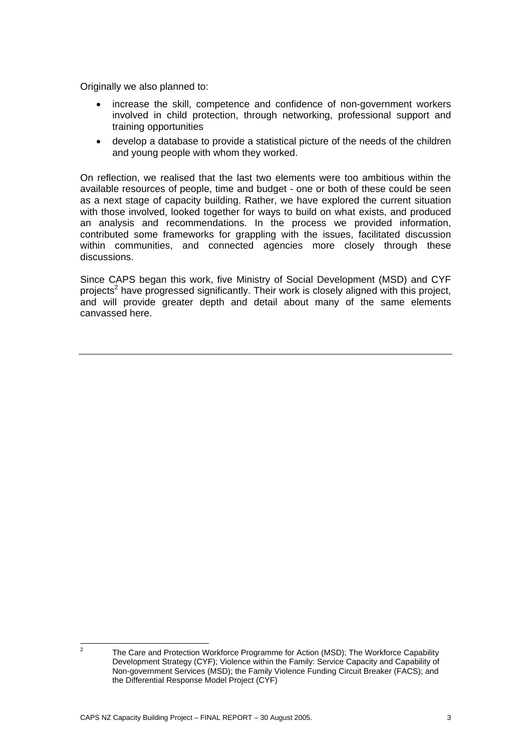Originally we also planned to:

- increase the skill, competence and confidence of non-government workers involved in child protection, through networking, professional support and training opportunities
- develop a database to provide a statistical picture of the needs of the children and young people with whom they worked.

On reflection, we realised that the last two elements were too ambitious within the available resources of people, time and budget - one or both of these could be seen as a next stage of capacity building. Rather, we have explored the current situation with those involved, looked together for ways to build on what exists, and produced an analysis and recommendations. In the process we provided information, contributed some frameworks for grappling with the issues, facilitated discussion within communities, and connected agencies more closely through these discussions.

Since CAPS began this work, five Ministry of Social Development (MSD) and CYF projects[2] have progressed significantly. Their work is closely aligned with this project, and will provide greater depth and detail about many of the same elements canvassed here.

---

[2] The Care and Protection Workforce Programme for Action (MSD); The Workforce Capability Development Strategy (CYF); Violence within the Family: Service Capacity and Capability of Non-government Services (MSD); the Family Violence Funding Circuit Breaker (FACS); and the Differential Response Model Project (CYF)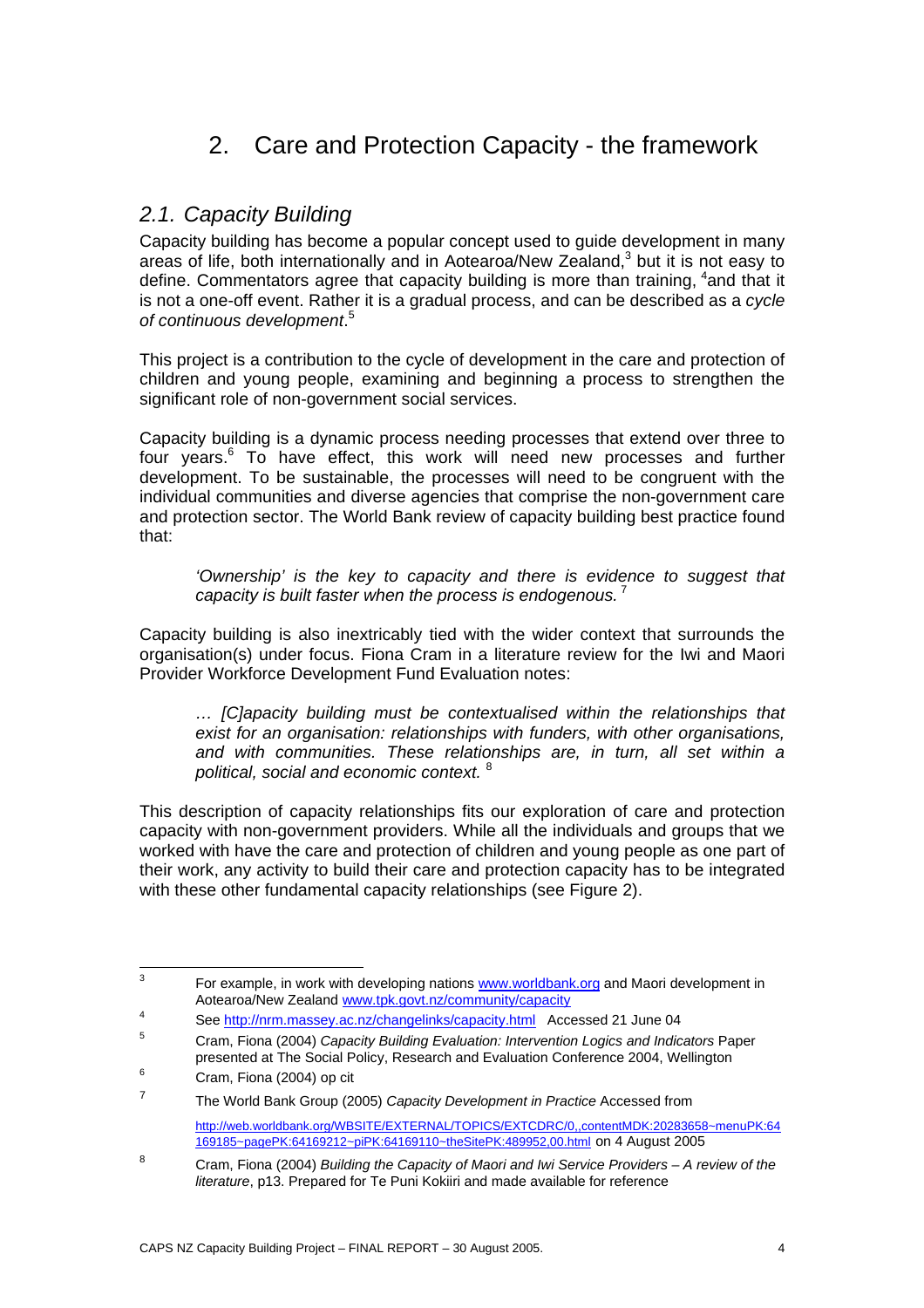# 2. Care and Protection Capacity - the framework

## *2.1. Capacity Building*

Capacity building has become a popular concept used to guide development in many areas of life, both internationally and in Aotearoa/New Zealand,[3] but it is not easy to define. Commentators agree that capacity building is more than training, [4]and that it is not a one-off event. Rather it is a gradual process, and can be described as a *cycle of continuous development*.[5]

This project is a contribution to the cycle of development in the care and protection of children and young people, examining and beginning a process to strengthen the significant role of non-government social services.

Capacity building is a dynamic process needing processes that extend over three to four years.[6] To have effect, this work will need new processes and further development. To be sustainable, the processes will need to be congruent with the individual communities and diverse agencies that comprise the non-government care and protection sector. The World Bank review of capacity building best practice found that:

> *'Ownership' is the key to capacity and there is evidence to suggest that capacity is built faster when the process is endogenous.* [7]

Capacity building is also inextricably tied with the wider context that surrounds the organisation(s) under focus. Fiona Cram in a literature review for the Iwi and Maori Provider Workforce Development Fund Evaluation notes:

> *… [C]apacity building must be contextualised within the relationships that exist for an organisation: relationships with funders, with other organisations, and with communities. These relationships are, in turn, all set within a political, social and economic context.* [8]

This description of capacity relationships fits our exploration of care and protection capacity with non-government providers. While all the individuals and groups that we worked with have the care and protection of children and young people as one part of their work, any activity to build their care and protection capacity has to be integrated with these other fundamental capacity relationships (see Figure 2).

---

[3] For example, in work with developing nations www.worldbank.org and Maori development in Aotearoa/New Zealand www.tpk.govt.nz/community/capacity

[4] See http://nrm.massey.ac.nz/changelinks/capacity.html Accessed 21 June 04

[5] Cram, Fiona (2004) *Capacity Building Evaluation: Intervention Logics and Indicators* Paper presented at The Social Policy, Research and Evaluation Conference 2004, Wellington

[6] Cram, Fiona (2004) op cit

[7] The World Bank Group (2005) *Capacity Development in Practice* Accessed from http://web.worldbank.org/WBSITE/EXTERNAL/TOPICS/EXTCDRC/0,,contentMDK:20283658~menuPK:64169185~pagePK:64169212~piPK:64169110~theSitePK:489952,00.html on 4 August 2005

[8] Cram, Fiona (2004) *Building the Capacity of Maori and Iwi Service Providers – A review of the literature*, p13. Prepared for Te Puni Kokiiri and made available for reference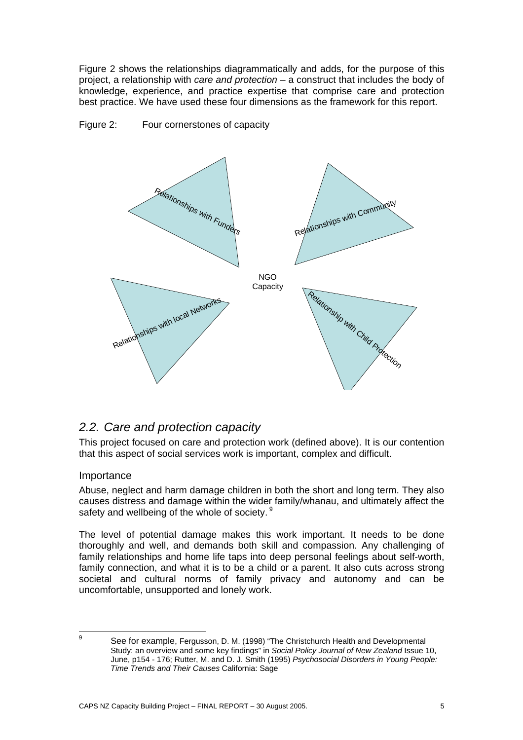Figure 2 shows the relationships diagrammatically and adds, for the purpose of this project, a relationship with *care and protection* – a construct that includes the body of knowledge, experience, and practice expertise that comprise care and protection best practice. We have used these four dimensions as the framework for this report.

Figure 2: Four cornerstones of capacity

Relationships with Funders

Relationships with Community

NGO Capacity

Relationships with local Networks

Relationship with Child Protection

## 2.2. Care and protection capacity

This project focused on care and protection work (defined above). It is our contention that this aspect of social services work is important, complex and difficult.

### Importance

Abuse, neglect and harm damage children in both the short and long term. They also causes distress and damage within the wider family/whanau, and ultimately affect the safety and wellbeing of the whole of society.[9]

The level of potential damage makes this work important. It needs to be done thoroughly and well, and demands both skill and compassion. Any challenging of family relationships and home life taps into deep personal feelings about self-worth, family connection, and what it is to be a child or a parent. It also cuts across strong societal and cultural norms of family privacy and autonomy and can be uncomfortable, unsupported and lonely work.

[9] See for example, Fergusson, D. M. (1998) "The Christchurch Health and Developmental Study: an overview and some key findings" in *Social Policy Journal of New Zealand* Issue 10, June, p154 - 176; Rutter, M. and D. J. Smith (1995) *Psychosocial Disorders in Young People: Time Trends and Their Causes* California: Sage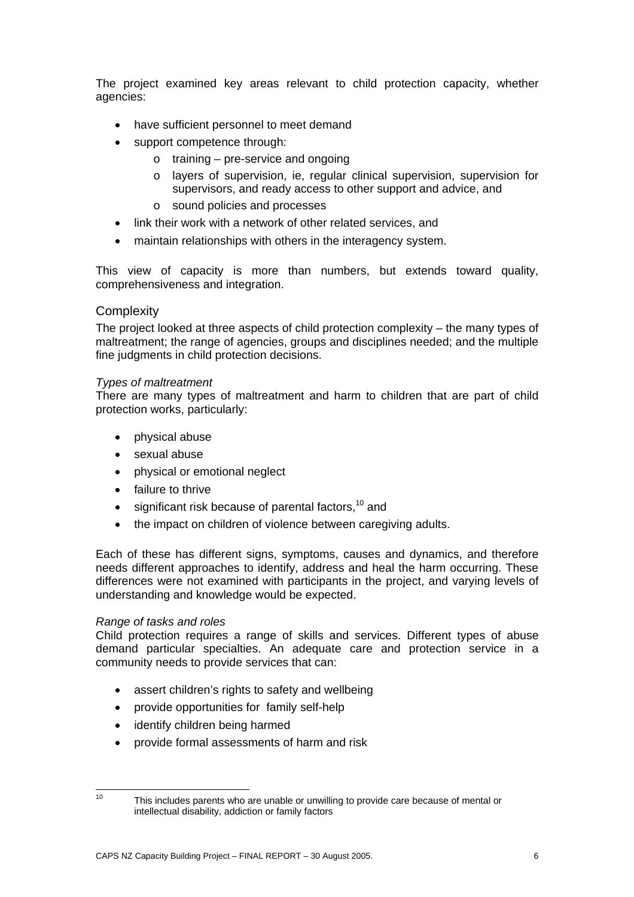The project examined key areas relevant to child protection capacity, whether agencies:

- have sufficient personnel to meet demand
- support competence through:
    - training – pre-service and ongoing
    - layers of supervision, ie, regular clinical supervision, supervision for supervisors, and ready access to other support and advice, and
    - sound policies and processes
- link their work with a network of other related services, and
- maintain relationships with others in the interagency system.

This view of capacity is more than numbers, but extends toward quality, comprehensiveness and integration.

## Complexity

The project looked at three aspects of child protection complexity – the many types of maltreatment; the range of agencies, groups and disciplines needed; and the multiple fine judgments in child protection decisions.

*Types of maltreatment*

There are many types of maltreatment and harm to children that are part of child protection works, particularly:

- physical abuse
- sexual abuse
- physical or emotional neglect
- failure to thrive
- significant risk because of parental factors,[10] and
- the impact on children of violence between caregiving adults.

Each of these has different signs, symptoms, causes and dynamics, and therefore needs different approaches to identify, address and heal the harm occurring. These differences were not examined with participants in the project, and varying levels of understanding and knowledge would be expected.

*Range of tasks and roles*

Child protection requires a range of skills and services. Different types of abuse demand particular specialties. An adequate care and protection service in a community needs to provide services that can:

- assert children's rights to safety and wellbeing
- provide opportunities for family self-help
- identify children being harmed
- provide formal assessments of harm and risk

---

[10] This includes parents who are unable or unwilling to provide care because of mental or intellectual disability, addiction or family factors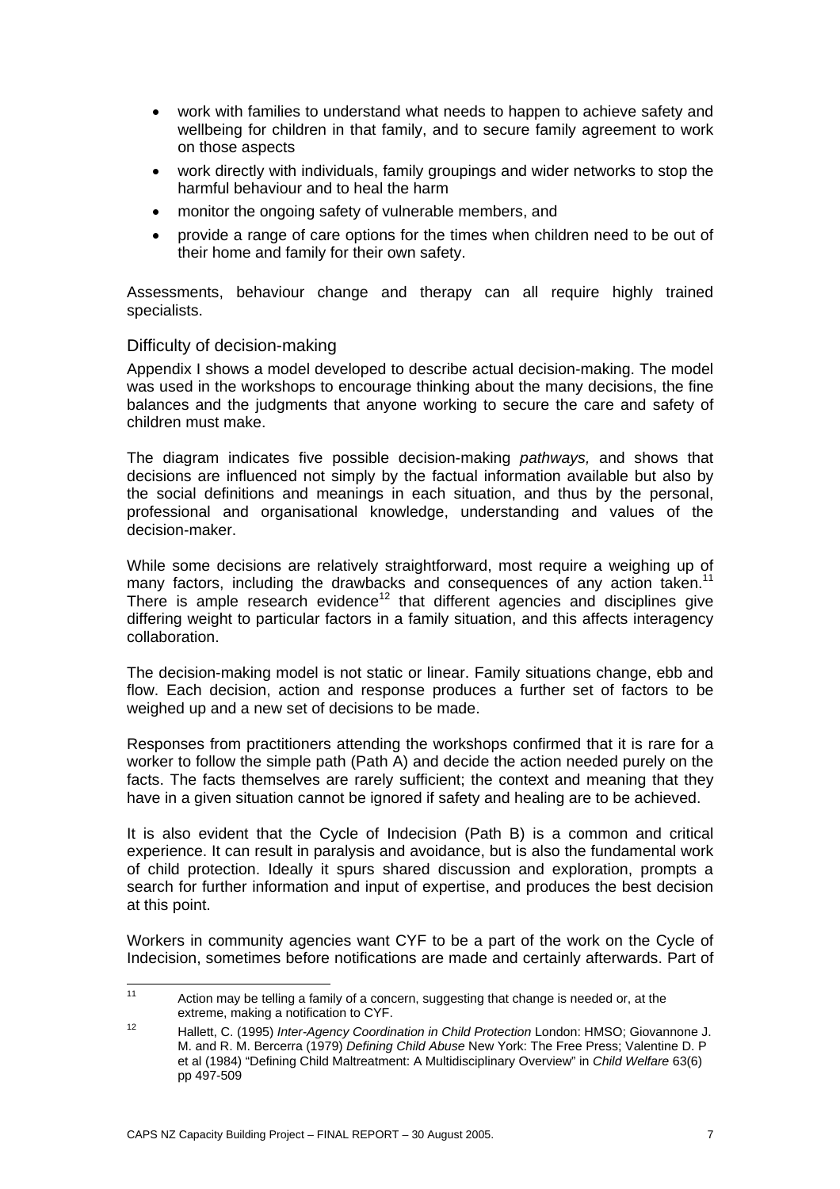- work with families to understand what needs to happen to achieve safety and wellbeing for children in that family, and to secure family agreement to work on those aspects
- work directly with individuals, family groupings and wider networks to stop the harmful behaviour and to heal the harm
- monitor the ongoing safety of vulnerable members, and
- provide a range of care options for the times when children need to be out of their home and family for their own safety.

Assessments, behaviour change and therapy can all require highly trained specialists.

### Difficulty of decision-making

Appendix I shows a model developed to describe actual decision-making. The model was used in the workshops to encourage thinking about the many decisions, the fine balances and the judgments that anyone working to secure the care and safety of children must make.

The diagram indicates five possible decision-making *pathways,* and shows that decisions are influenced not simply by the factual information available but also by the social definitions and meanings in each situation, and thus by the personal, professional and organisational knowledge, understanding and values of the decision-maker.

While some decisions are relatively straightforward, most require a weighing up of many factors, including the drawbacks and consequences of any action taken.[11] There is ample research evidence[12] that different agencies and disciplines give differing weight to particular factors in a family situation, and this affects interagency collaboration.

The decision-making model is not static or linear. Family situations change, ebb and flow. Each decision, action and response produces a further set of factors to be weighed up and a new set of decisions to be made.

Responses from practitioners attending the workshops confirmed that it is rare for a worker to follow the simple path (Path A) and decide the action needed purely on the facts. The facts themselves are rarely sufficient; the context and meaning that they have in a given situation cannot be ignored if safety and healing are to be achieved.

It is also evident that the Cycle of Indecision (Path B) is a common and critical experience. It can result in paralysis and avoidance, but is also the fundamental work of child protection. Ideally it spurs shared discussion and exploration, prompts a search for further information and input of expertise, and produces the best decision at this point.

Workers in community agencies want CYF to be a part of the work on the Cycle of Indecision, sometimes before notifications are made and certainly afterwards. Part of

---

[11] Action may be telling a family of a concern, suggesting that change is needed or, at the extreme, making a notification to CYF.

[12] Hallett, C. (1995) *Inter-Agency Coordination in Child Protection* London: HMSO; Giovannone J. M. and R. M. Bercerra (1979) *Defining Child Abuse* New York: The Free Press; Valentine D. P et al (1984) "Defining Child Maltreatment: A Multidisciplinary Overview" in *Child Welfare* 63(6) pp 497-509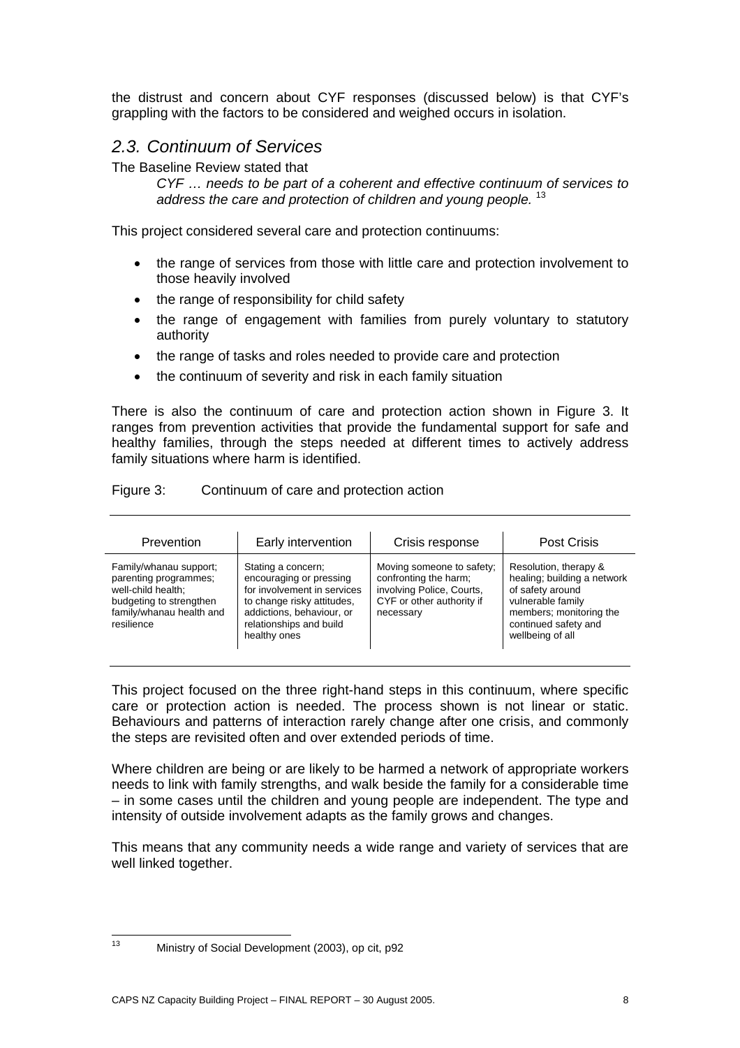the distrust and concern about CYF responses (discussed below) is that CYF's grappling with the factors to be considered and weighed occurs in isolation.

## *2.3. Continuum of Services*

The Baseline Review stated that

> *CYF … needs to be part of a coherent and effective continuum of services to address the care and protection of children and young people.* [13]

This project considered several care and protection continuums:

- the range of services from those with little care and protection involvement to those heavily involved
- the range of responsibility for child safety
- the range of engagement with families from purely voluntary to statutory authority
- the range of tasks and roles needed to provide care and protection
- the continuum of severity and risk in each family situation

There is also the continuum of care and protection action shown in Figure 3. It ranges from prevention activities that provide the fundamental support for safe and healthy families, through the steps needed at different times to actively address family situations where harm is identified.

Figure 3: Continuum of care and protection action

| Prevention | Early intervention | Crisis response | Post Crisis |
|---|---|---|---|
| Family/whanau support; parenting programmes; well-child health; budgeting to strengthen family/whanau health and resilience | Stating a concern; encouraging or pressing for involvement in services to change risky attitudes, addictions, behaviour, or relationships and build healthy ones | Moving someone to safety; confronting the harm; involving Police, Courts, CYF or other authority if necessary | Resolution, therapy & healing; building a network of safety around vulnerable family members; monitoring the continued safety and wellbeing of all |

This project focused on the three right-hand steps in this continuum, where specific care or protection action is needed. The process shown is not linear or static. Behaviours and patterns of interaction rarely change after one crisis, and commonly the steps are revisited often and over extended periods of time.

Where children are being or are likely to be harmed a network of appropriate workers needs to link with family strengths, and walk beside the family for a considerable time – in some cases until the children and young people are independent. The type and intensity of outside involvement adapts as the family grows and changes.

This means that any community needs a wide range and variety of services that are well linked together.

[13] Ministry of Social Development (2003), op cit, p92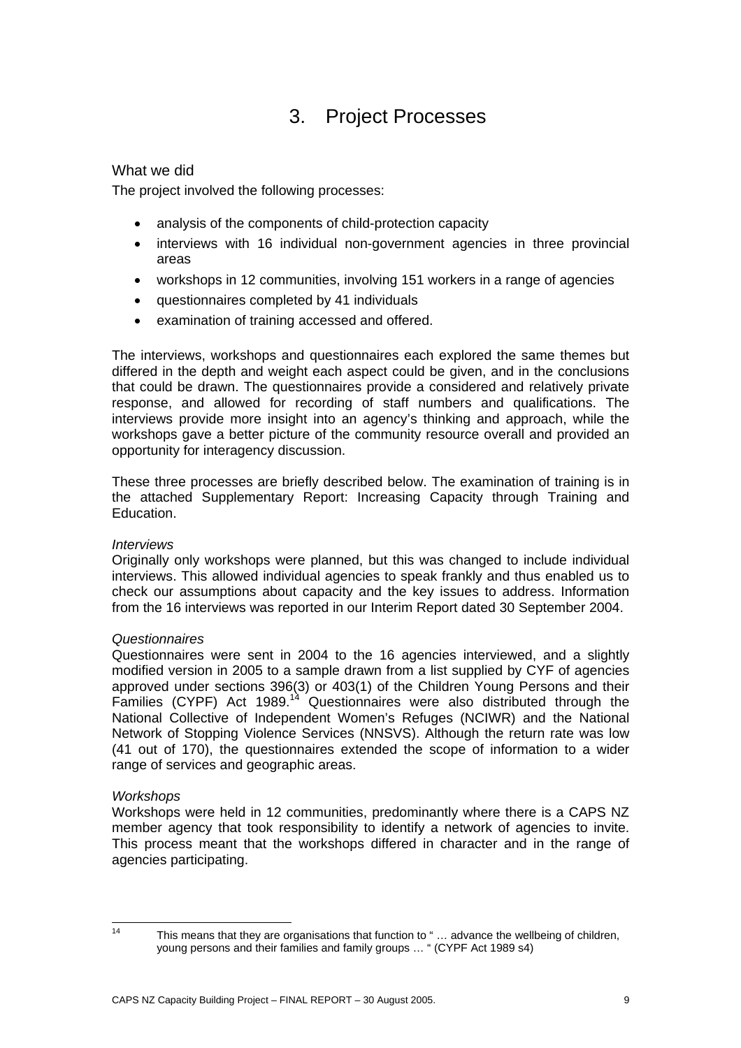# 3. Project Processes

## What we did

The project involved the following processes:

- analysis of the components of child-protection capacity
- interviews with 16 individual non-government agencies in three provincial areas
- workshops in 12 communities, involving 151 workers in a range of agencies
- questionnaires completed by 41 individuals
- examination of training accessed and offered.

The interviews, workshops and questionnaires each explored the same themes but differed in the depth and weight each aspect could be given, and in the conclusions that could be drawn. The questionnaires provide a considered and relatively private response, and allowed for recording of staff numbers and qualifications. The interviews provide more insight into an agency's thinking and approach, while the workshops gave a better picture of the community resource overall and provided an opportunity for interagency discussion.

These three processes are briefly described below. The examination of training is in the attached Supplementary Report: Increasing Capacity through Training and Education.

*Interviews*

Originally only workshops were planned, but this was changed to include individual interviews. This allowed individual agencies to speak frankly and thus enabled us to check our assumptions about capacity and the key issues to address. Information from the 16 interviews was reported in our Interim Report dated 30 September 2004.

*Questionnaires*

Questionnaires were sent in 2004 to the 16 agencies interviewed, and a slightly modified version in 2005 to a sample drawn from a list supplied by CYF of agencies approved under sections 396(3) or 403(1) of the Children Young Persons and their Families (CYPF) Act 1989.[14] Questionnaires were also distributed through the National Collective of Independent Women's Refuges (NCIWR) and the National Network of Stopping Violence Services (NNSVS). Although the return rate was low (41 out of 170), the questionnaires extended the scope of information to a wider range of services and geographic areas.

*Workshops*

Workshops were held in 12 communities, predominantly where there is a CAPS NZ member agency that took responsibility to identify a network of agencies to invite. This process meant that the workshops differed in character and in the range of agencies participating.

---

[14] This means that they are organisations that function to " … advance the wellbeing of children, young persons and their families and family groups … " (CYPF Act 1989 s4)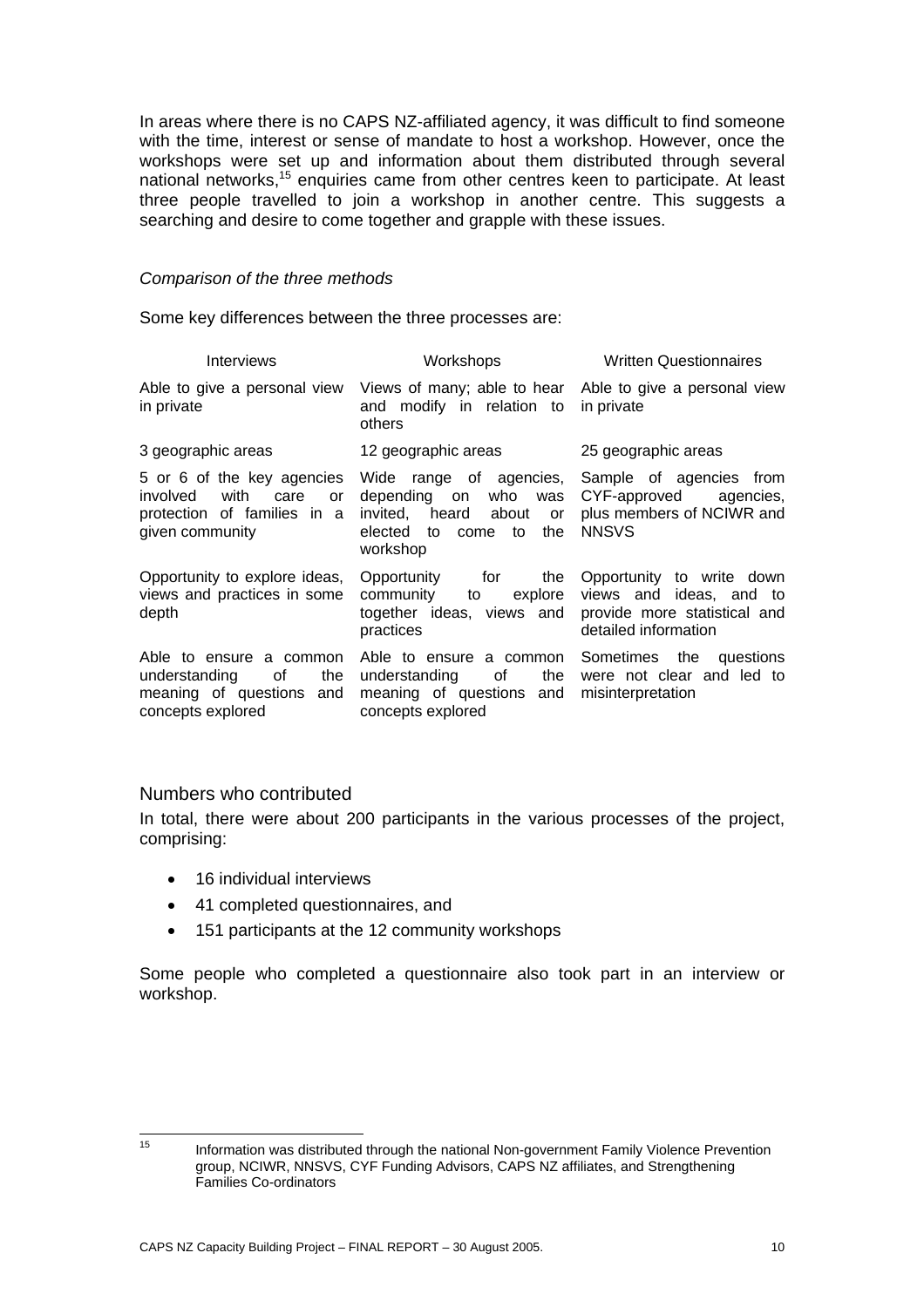In areas where there is no CAPS NZ-affiliated agency, it was difficult to find someone with the time, interest or sense of mandate to host a workshop. However, once the workshops were set up and information about them distributed through several national networks,[15] enquiries came from other centres keen to participate. At least three people travelled to join a workshop in another centre. This suggests a searching and desire to come together and grapple with these issues.

*Comparison of the three methods*

Some key differences between the three processes are:

| Interviews | Workshops | Written Questionnaires |
|---|---|---|
| Able to give a personal view in private | Views of many; able to hear and modify in relation to others | Able to give a personal view in private |
| 3 geographic areas | 12 geographic areas | 25 geographic areas |
| 5 or 6 of the key agencies involved with care or protection of families in a given community | Wide range of agencies, depending on who was invited, heard about or elected to come to the workshop | Sample of agencies from CYF-approved agencies, plus members of NCIWR and NNSVS |
| Opportunity to explore ideas, views and practices in some depth | Opportunity for the community to explore together ideas, views and practices | Opportunity to write down views and ideas, and to provide more statistical and detailed information |
| Able to ensure a common understanding of the meaning of questions and concepts explored | Able to ensure a common understanding of the meaning of questions and concepts explored | Sometimes the questions were not clear and led to misinterpretation |

## Numbers who contributed

In total, there were about 200 participants in the various processes of the project, comprising:

- 16 individual interviews
- 41 completed questionnaires, and
- 151 participants at the 12 community workshops

Some people who completed a questionnaire also took part in an interview or workshop.

[15] Information was distributed through the national Non-government Family Violence Prevention group, NCIWR, NNSVS, CYF Funding Advisors, CAPS NZ affiliates, and Strengthening Families Co-ordinators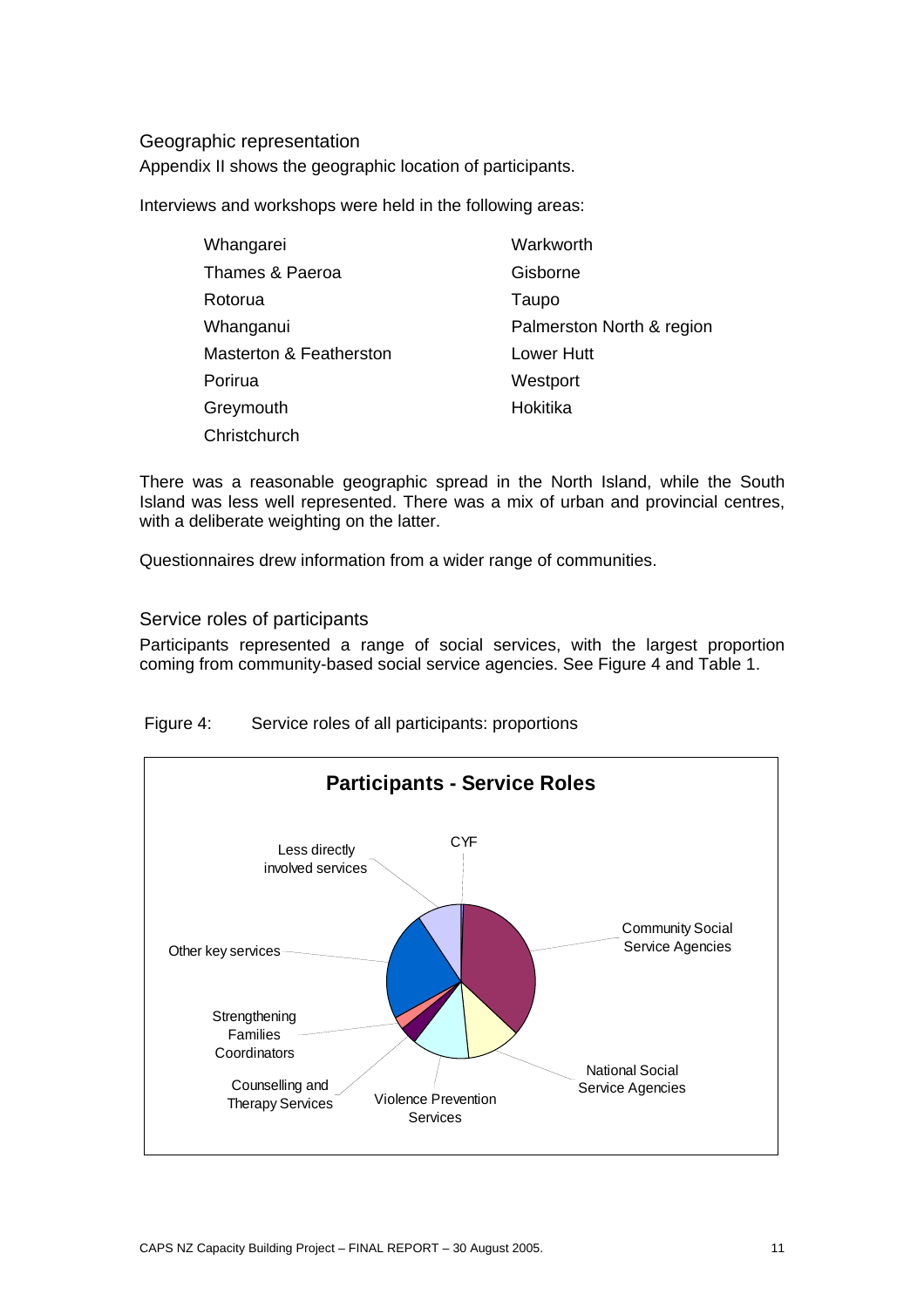## Geographic representation

Appendix II shows the geographic location of participants.

Interviews and workshops were held in the following areas:

- Whangarei
- Thames & Paeroa
- Rotorua
- Whanganui
- Masterton & Featherston
- Porirua
- Greymouth
- Christchurch
- Warkworth
- Gisborne
- Taupo
- Palmerston North & region
- Lower Hutt
- Westport
- Hokitika

There was a reasonable geographic spread in the North Island, while the South Island was less well represented. There was a mix of urban and provincial centres, with a deliberate weighting on the latter.

Questionnaires drew information from a wider range of communities.

## Service roles of participants

Participants represented a range of social services, with the largest proportion coming from community-based social service agencies. See Figure 4 and Table 1.

Figure 4: Service roles of all participants: proportions

**Participants - Service Roles**

Chart labels: CYF; Community Social Service Agencies; National Social Service Agencies; Violence Prevention Services; Counselling and Therapy Services; Strengthening Families Coordinators; Other key services; Less directly involved services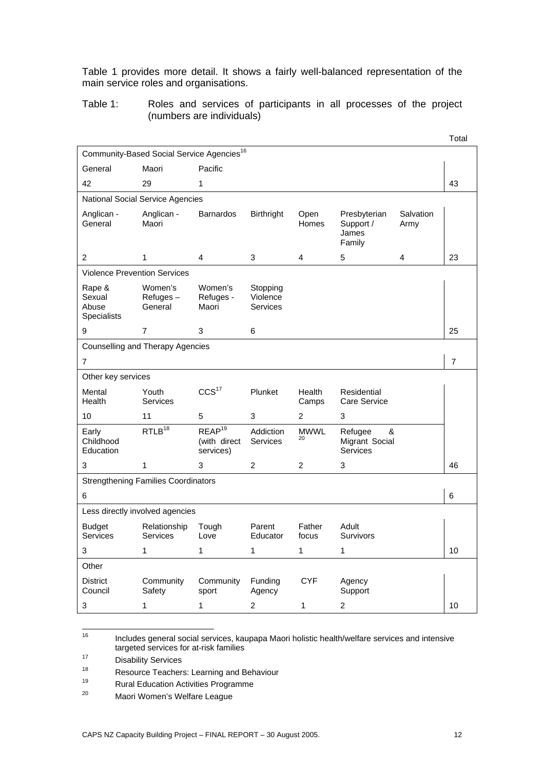Table 1 provides more detail. It shows a fairly well-balanced representation of the main service roles and organisations.

Table 1: Roles and services of participants in all processes of the project (numbers are individuals)

| | | | | | | | Total |
|---|---|---|---|---|---|---|---|
| Community-Based Social Service Agencies[16] | | | | | | | |
| General | Maori | Pacific | | | | | |
| 42 | 29 | 1 | | | | | 43 |
| National Social Service Agencies | | | | | | | |
| Anglican - General | Anglican - Maori | Barnardos | Birthright | Open Homes | Presbyterian Support / James Family | Salvation Army | |
| 2 | 1 | 4 | 3 | 4 | 5 | 4 | 23 |
| Violence Prevention Services | | | | | | | |
| Rape & Sexual Abuse Specialists | Women's Refuges – General | Women's Refuges - Maori | Stopping Violence Services | | | | |
| 9 | 7 | 3 | 6 | | | | 25 |
| Counselling and Therapy Agencies | | | | | | | |
| 7 | | | | | | | 7 |
| Other key services | | | | | | | |
| Mental Health | Youth Services | CCS[17] | Plunket | Health Camps | Residential Care Service | | |
| 10 | 11 | 5 | 3 | 2 | 3 | | |
| Early Childhood Education | RTLB[18] | REAP[19] (with direct services) | Addiction Services | MWWL[20] | Refugee & Migrant Social Services | | |
| 3 | 1 | 3 | 2 | 2 | 3 | | 46 |
| Strengthening Families Coordinators | | | | | | | |
| 6 | | | | | | | 6 |
| Less directly involved agencies | | | | | | | |
| Budget Services | Relationship Services | Tough Love | Parent Educator | Father focus | Adult Survivors | | |
| 3 | 1 | 1 | 1 | 1 | 1 | | 10 |
| Other | | | | | | | |
| District Council | Community Safety | Community sport | Funding Agency | CYF | Agency Support | | |
| 3 | 1 | 1 | 2 | 1 | 2 | | 10 |

[16] Includes general social services, kaupapa Maori holistic health/welfare services and intensive targeted services for at-risk families

[17] Disability Services

[18] Resource Teachers: Learning and Behaviour

[19] Rural Education Activities Programme

[20] Maori Women's Welfare League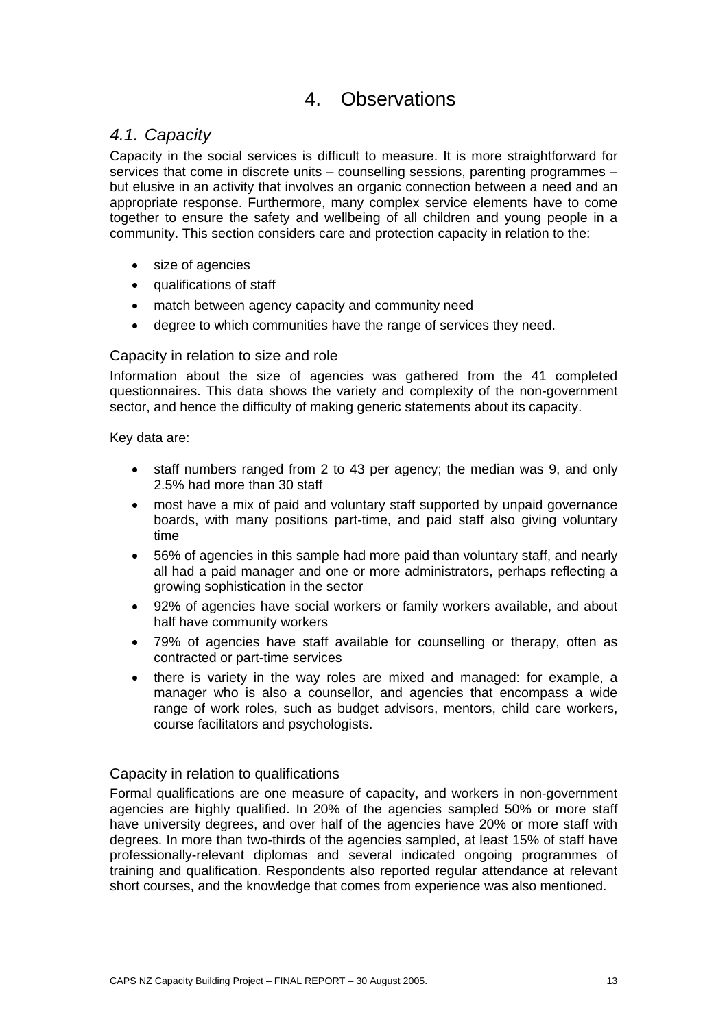# 4. Observations

## *4.1. Capacity*

Capacity in the social services is difficult to measure. It is more straightforward for services that come in discrete units – counselling sessions, parenting programmes – but elusive in an activity that involves an organic connection between a need and an appropriate response. Furthermore, many complex service elements have to come together to ensure the safety and wellbeing of all children and young people in a community. This section considers care and protection capacity in relation to the:

- size of agencies
- qualifications of staff
- match between agency capacity and community need
- degree to which communities have the range of services they need.

### Capacity in relation to size and role

Information about the size of agencies was gathered from the 41 completed questionnaires. This data shows the variety and complexity of the non-government sector, and hence the difficulty of making generic statements about its capacity.

Key data are:

- staff numbers ranged from 2 to 43 per agency; the median was 9, and only 2.5% had more than 30 staff
- most have a mix of paid and voluntary staff supported by unpaid governance boards, with many positions part-time, and paid staff also giving voluntary time
- 56% of agencies in this sample had more paid than voluntary staff, and nearly all had a paid manager and one or more administrators, perhaps reflecting a growing sophistication in the sector
- 92% of agencies have social workers or family workers available, and about half have community workers
- 79% of agencies have staff available for counselling or therapy, often as contracted or part-time services
- there is variety in the way roles are mixed and managed: for example, a manager who is also a counsellor, and agencies that encompass a wide range of work roles, such as budget advisors, mentors, child care workers, course facilitators and psychologists.

### Capacity in relation to qualifications

Formal qualifications are one measure of capacity, and workers in non-government agencies are highly qualified. In 20% of the agencies sampled 50% or more staff have university degrees, and over half of the agencies have 20% or more staff with degrees. In more than two-thirds of the agencies sampled, at least 15% of staff have professionally-relevant diplomas and several indicated ongoing programmes of training and qualification. Respondents also reported regular attendance at relevant short courses, and the knowledge that comes from experience was also mentioned.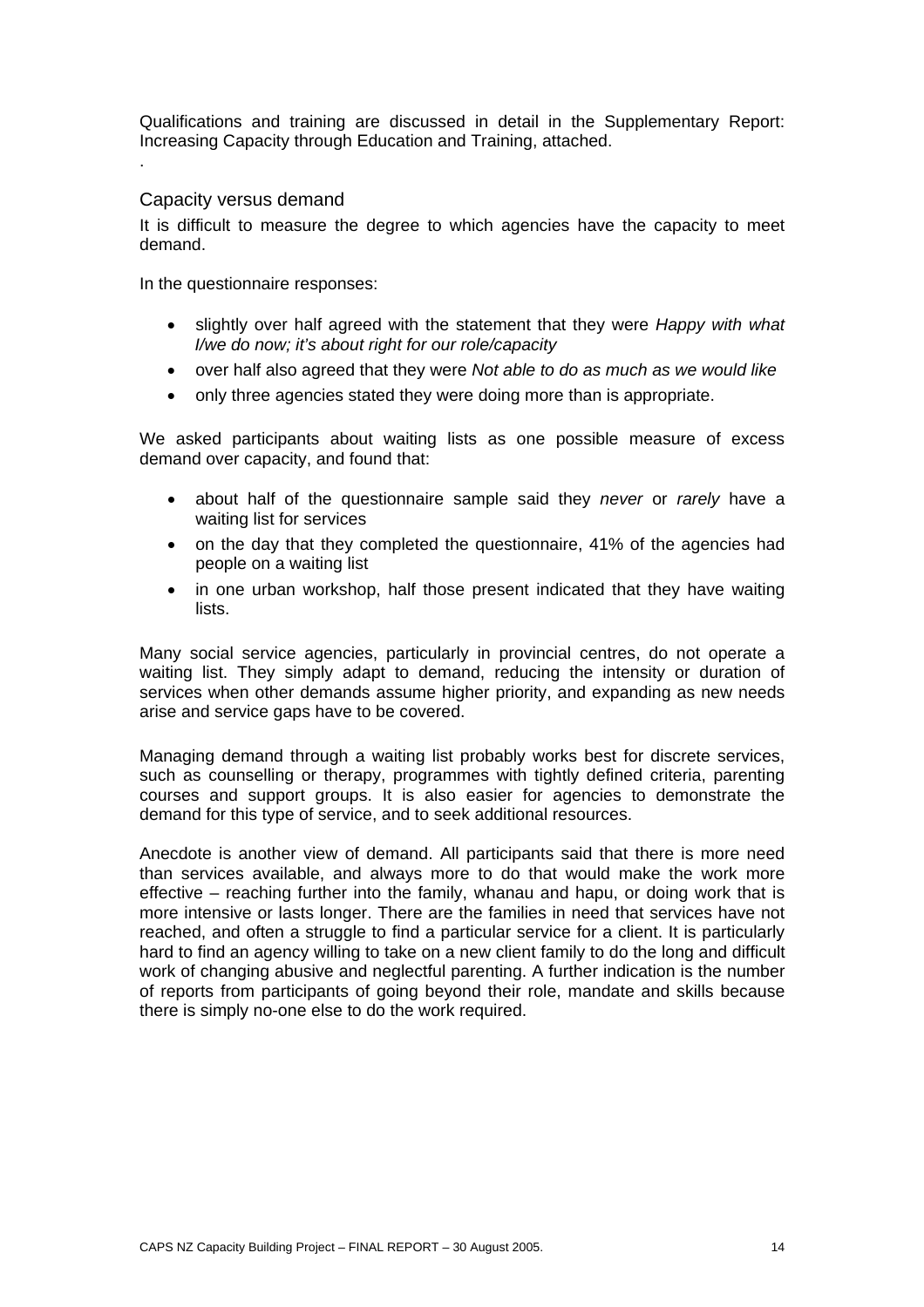Qualifications and training are discussed in detail in the Supplementary Report: Increasing Capacity through Education and Training, attached.

.

## Capacity versus demand

It is difficult to measure the degree to which agencies have the capacity to meet demand.

In the questionnaire responses:

- slightly over half agreed with the statement that they were *Happy with what I/we do now; it's about right for our role/capacity*
- over half also agreed that they were *Not able to do as much as we would like*
- only three agencies stated they were doing more than is appropriate.

We asked participants about waiting lists as one possible measure of excess demand over capacity, and found that:

- about half of the questionnaire sample said they *never* or *rarely* have a waiting list for services
- on the day that they completed the questionnaire, 41% of the agencies had people on a waiting list
- in one urban workshop, half those present indicated that they have waiting lists.

Many social service agencies, particularly in provincial centres, do not operate a waiting list. They simply adapt to demand, reducing the intensity or duration of services when other demands assume higher priority, and expanding as new needs arise and service gaps have to be covered.

Managing demand through a waiting list probably works best for discrete services, such as counselling or therapy, programmes with tightly defined criteria, parenting courses and support groups. It is also easier for agencies to demonstrate the demand for this type of service, and to seek additional resources.

Anecdote is another view of demand. All participants said that there is more need than services available, and always more to do that would make the work more effective – reaching further into the family, whanau and hapu, or doing work that is more intensive or lasts longer. There are the families in need that services have not reached, and often a struggle to find a particular service for a client. It is particularly hard to find an agency willing to take on a new client family to do the long and difficult work of changing abusive and neglectful parenting. A further indication is the number of reports from participants of going beyond their role, mandate and skills because there is simply no-one else to do the work required.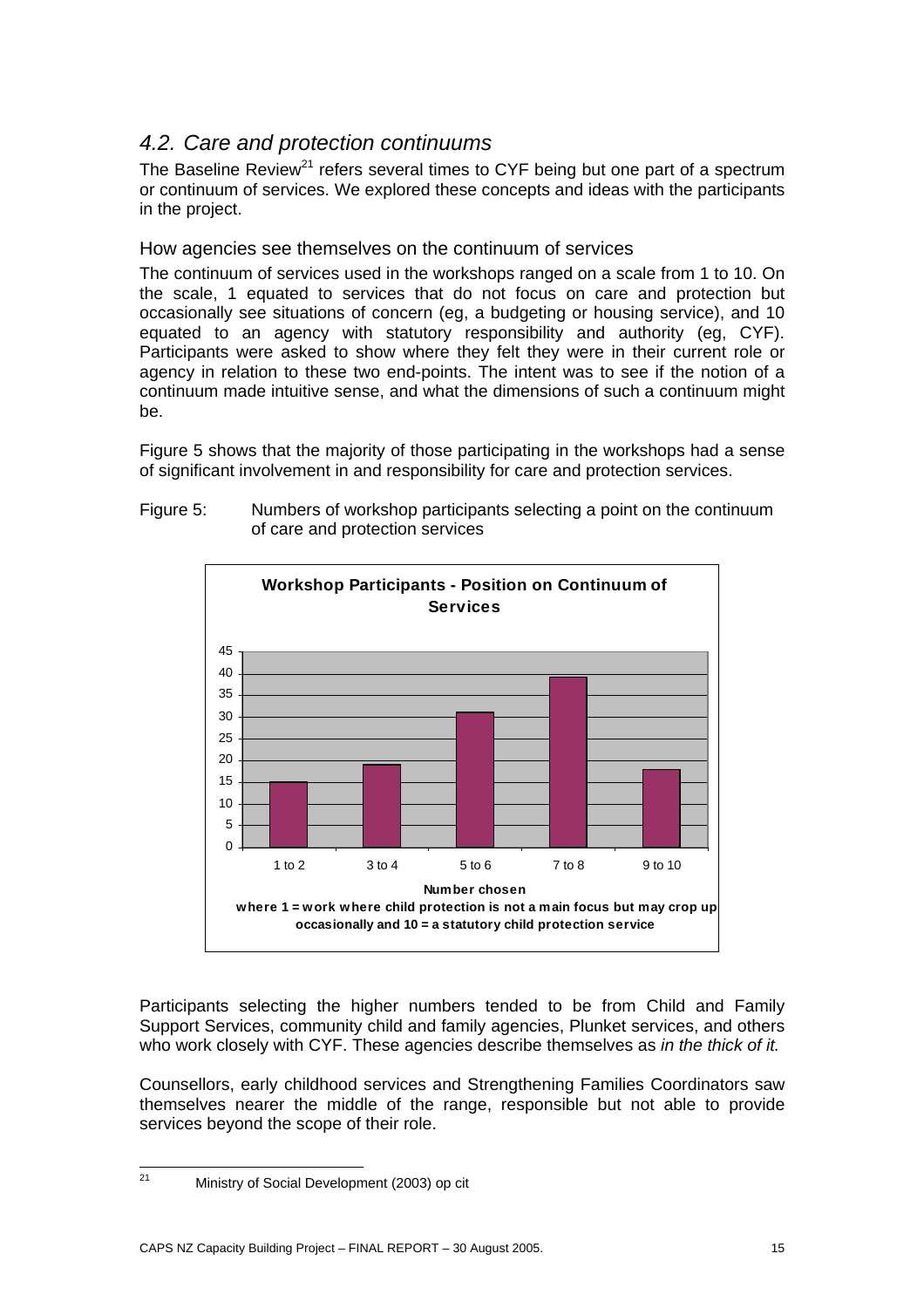## *4.2. Care and protection continuums*

The Baseline Review[21] refers several times to CYF being but one part of a spectrum or continuum of services. We explored these concepts and ideas with the participants in the project.

### How agencies see themselves on the continuum of services

The continuum of services used in the workshops ranged on a scale from 1 to 10. On the scale, 1 equated to services that do not focus on care and protection but occasionally see situations of concern (eg, a budgeting or housing service), and 10 equated to an agency with statutory responsibility and authority (eg, CYF). Participants were asked to show where they felt they were in their current role or agency in relation to these two end-points. The intent was to see if the notion of a continuum made intuitive sense, and what the dimensions of such a continuum might be.

Figure 5 shows that the majority of those participating in the workshops had a sense of significant involvement in and responsibility for care and protection services.

Figure 5: Numbers of workshop participants selecting a point on the continuum of care and protection services

**Workshop Participants - Position on Continuum of Services**

| Number chosen | Number of participants |
|---|---|
| 1 to 2 | 15 |
| 3 to 4 | 19 |
| 5 to 6 | 31 |
| 7 to 8 | 39 |
| 9 to 10 | 18 |

**Number chosen**
**where 1 = work where child protection is not a main focus but may crop up occasionally and 10 = a statutory child protection service**

Participants selecting the higher numbers tended to be from Child and Family Support Services, community child and family agencies, Plunket services, and others who work closely with CYF. These agencies describe themselves as *in the thick of it.*

Counsellors, early childhood services and Strengthening Families Coordinators saw themselves nearer the middle of the range, responsible but not able to provide services beyond the scope of their role.

[21] Ministry of Social Development (2003) op cit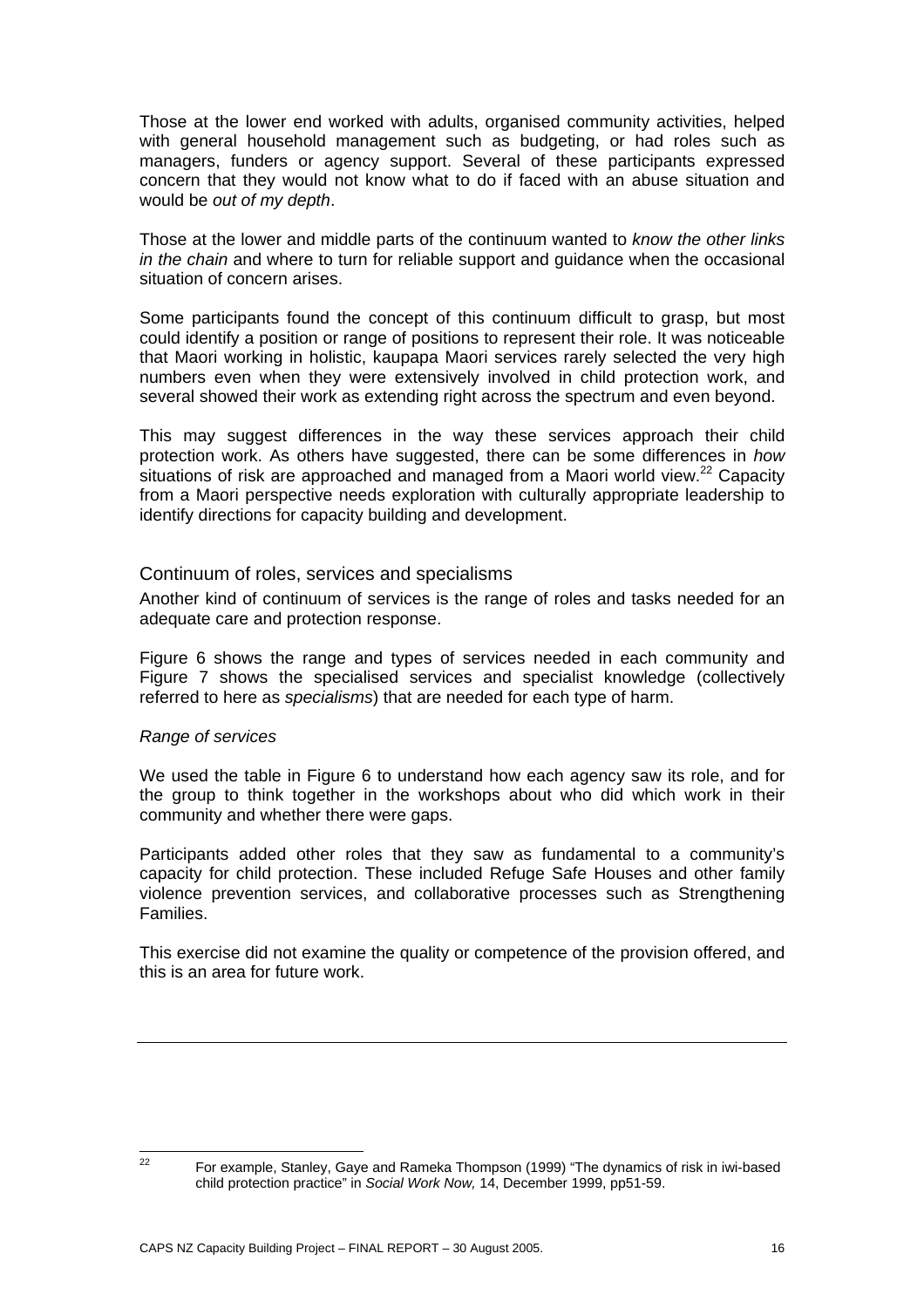Those at the lower end worked with adults, organised community activities, helped with general household management such as budgeting, or had roles such as managers, funders or agency support. Several of these participants expressed concern that they would not know what to do if faced with an abuse situation and would be *out of my depth*.

Those at the lower and middle parts of the continuum wanted to *know the other links in the chain* and where to turn for reliable support and guidance when the occasional situation of concern arises.

Some participants found the concept of this continuum difficult to grasp, but most could identify a position or range of positions to represent their role. It was noticeable that Maori working in holistic, kaupapa Maori services rarely selected the very high numbers even when they were extensively involved in child protection work, and several showed their work as extending right across the spectrum and even beyond.

This may suggest differences in the way these services approach their child protection work. As others have suggested, there can be some differences in *how* situations of risk are approached and managed from a Maori world view.[22] Capacity from a Maori perspective needs exploration with culturally appropriate leadership to identify directions for capacity building and development.

## Continuum of roles, services and specialisms

Another kind of continuum of services is the range of roles and tasks needed for an adequate care and protection response.

Figure 6 shows the range and types of services needed in each community and Figure 7 shows the specialised services and specialist knowledge (collectively referred to here as *specialisms*) that are needed for each type of harm.

*Range of services*

We used the table in Figure 6 to understand how each agency saw its role, and for the group to think together in the workshops about who did which work in their community and whether there were gaps.

Participants added other roles that they saw as fundamental to a community's capacity for child protection. These included Refuge Safe Houses and other family violence prevention services, and collaborative processes such as Strengthening Families.

This exercise did not examine the quality or competence of the provision offered, and this is an area for future work.

---

[22] For example, Stanley, Gaye and Rameka Thompson (1999) "The dynamics of risk in iwi-based child protection practice" in *Social Work Now,* 14, December 1999, pp51-59.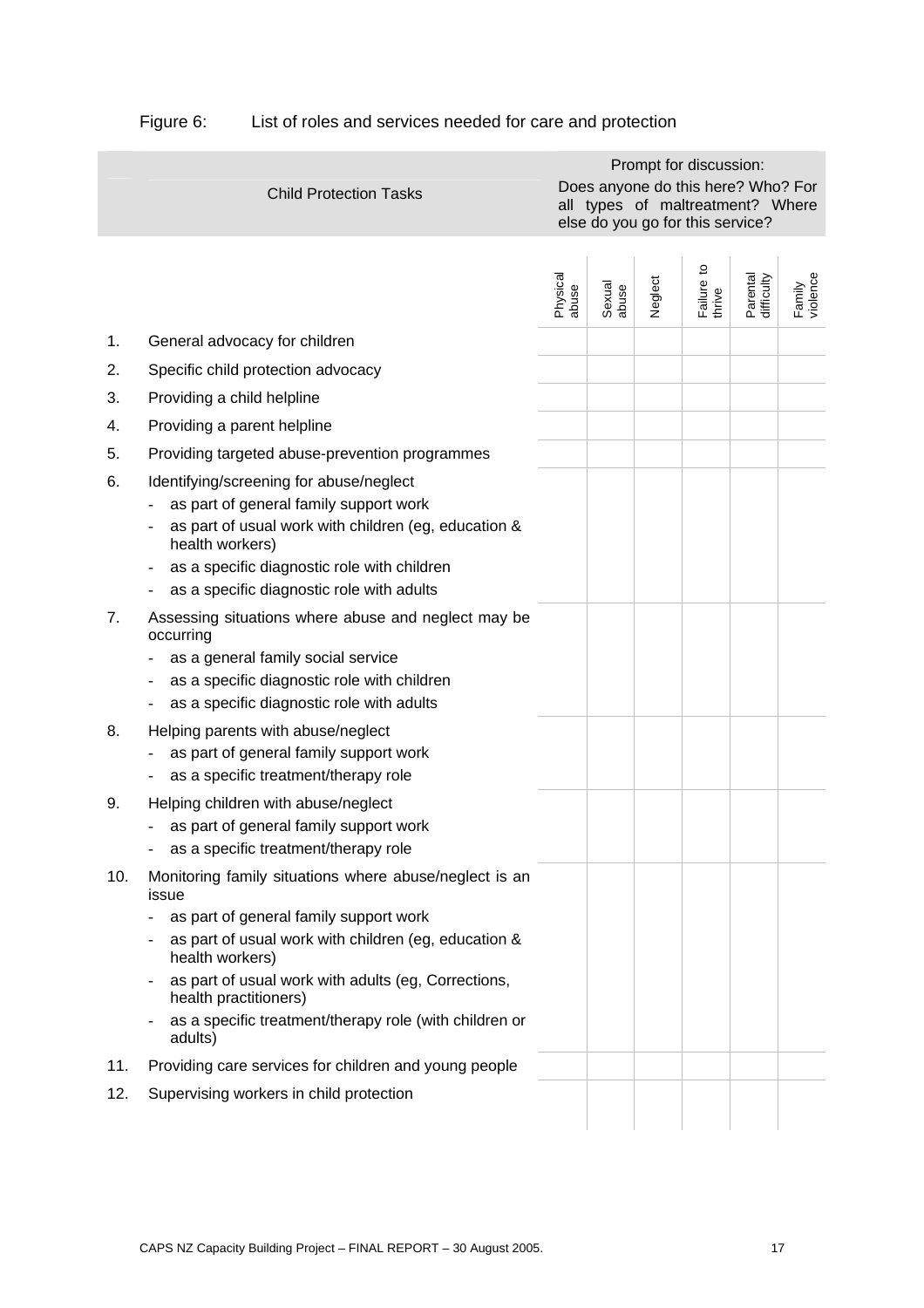Figure 6: List of roles and services needed for care and protection

| | Child Protection Tasks | Prompt for discussion: Does anyone do this here? Who? For all types of maltreatment? Where else do you go for this service? | | | | | |
|---|---|---|---|---|---|---|---|
| | | Physical abuse | Sexual abuse | Neglect | Failure to thrive | Parental difficulty | Family violence |
| 1. | General advocacy for children | | | | | | |
| 2. | Specific child protection advocacy | | | | | | |
| 3. | Providing a child helpline | | | | | | |
| 4. | Providing a parent helpline | | | | | | |
| 5. | Providing targeted abuse-prevention programmes | | | | | | |
| 6. | Identifying/screening for abuse/neglect<br>- as part of general family support work<br>- as part of usual work with children (eg, education & health workers)<br>- as a specific diagnostic role with children<br>- as a specific diagnostic role with adults | | | | | | |
| 7. | Assessing situations where abuse and neglect may be occurring<br>- as a general family social service<br>- as a specific diagnostic role with children<br>- as a specific diagnostic role with adults | | | | | | |
| 8. | Helping parents with abuse/neglect<br>- as part of general family support work<br>- as a specific treatment/therapy role | | | | | | |
| 9. | Helping children with abuse/neglect<br>- as part of general family support work<br>- as a specific treatment/therapy role | | | | | | |
| 10. | Monitoring family situations where abuse/neglect is an issue<br>- as part of general family support work<br>- as part of usual work with children (eg, education & health workers)<br>- as part of usual work with adults (eg, Corrections, health practitioners)<br>- as a specific treatment/therapy role (with children or adults) | | | | | | |
| 11. | Providing care services for children and young people | | | | | | |
| 12. | Supervising workers in child protection | | | | | | |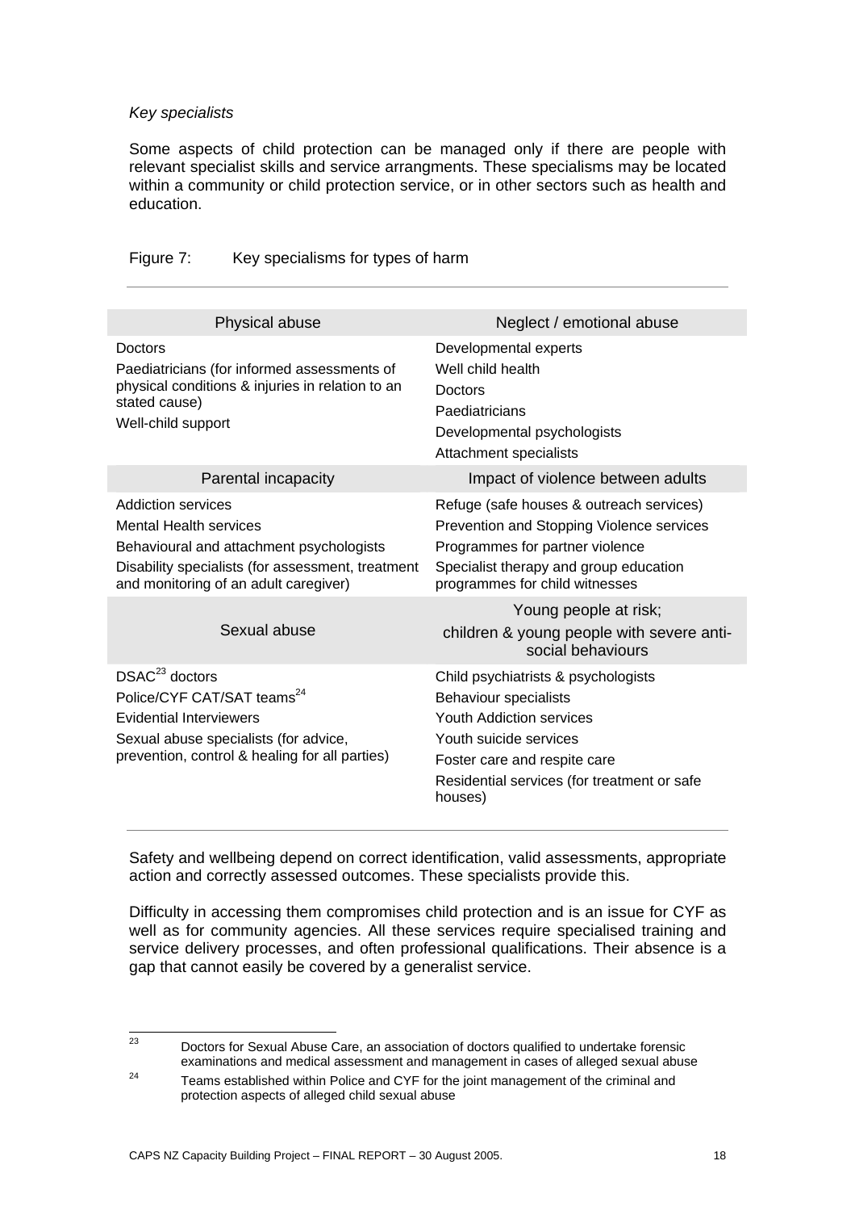*Key specialists*

Some aspects of child protection can be managed only if there are people with relevant specialist skills and service arrangments. These specialisms may be located within a community or child protection service, or in other sectors such as health and education.

Figure 7: Key specialisms for types of harm

| Physical abuse | Neglect / emotional abuse |
|---|---|
| Doctors<br>Paediatricians (for informed assessments of physical conditions & injuries in relation to an stated cause)<br>Well-child support | Developmental experts<br>Well child health<br>Doctors<br>Paediatricians<br>Developmental psychologists<br>Attachment specialists |
| **Parental incapacity** | **Impact of violence between adults** |
| Addiction services<br>Mental Health services<br>Behavioural and attachment psychologists<br>Disability specialists (for assessment, treatment and monitoring of an adult caregiver) | Refuge (safe houses & outreach services)<br>Prevention and Stopping Violence services<br>Programmes for partner violence<br>Specialist therapy and group education programmes for child witnesses |
| **Sexual abuse** | **Young people at risk; children & young people with severe anti-social behaviours** |
| DSAC[23] doctors<br>Police/CYF CAT/SAT teams[24]<br>Evidential Interviewers<br>Sexual abuse specialists (for advice, prevention, control & healing for all parties) | Child psychiatrists & psychologists<br>Behaviour specialists<br>Youth Addiction services<br>Youth suicide services<br>Foster care and respite care<br>Residential services (for treatment or safe houses) |

Safety and wellbeing depend on correct identification, valid assessments, appropriate action and correctly assessed outcomes. These specialists provide this.

Difficulty in accessing them compromises child protection and is an issue for CYF as well as for community agencies. All these services require specialised training and service delivery processes, and often professional qualifications. Their absence is a gap that cannot easily be covered by a generalist service.

[23] Doctors for Sexual Abuse Care, an association of doctors qualified to undertake forensic examinations and medical assessment and management in cases of alleged sexual abuse

[24] Teams established within Police and CYF for the joint management of the criminal and protection aspects of alleged child sexual abuse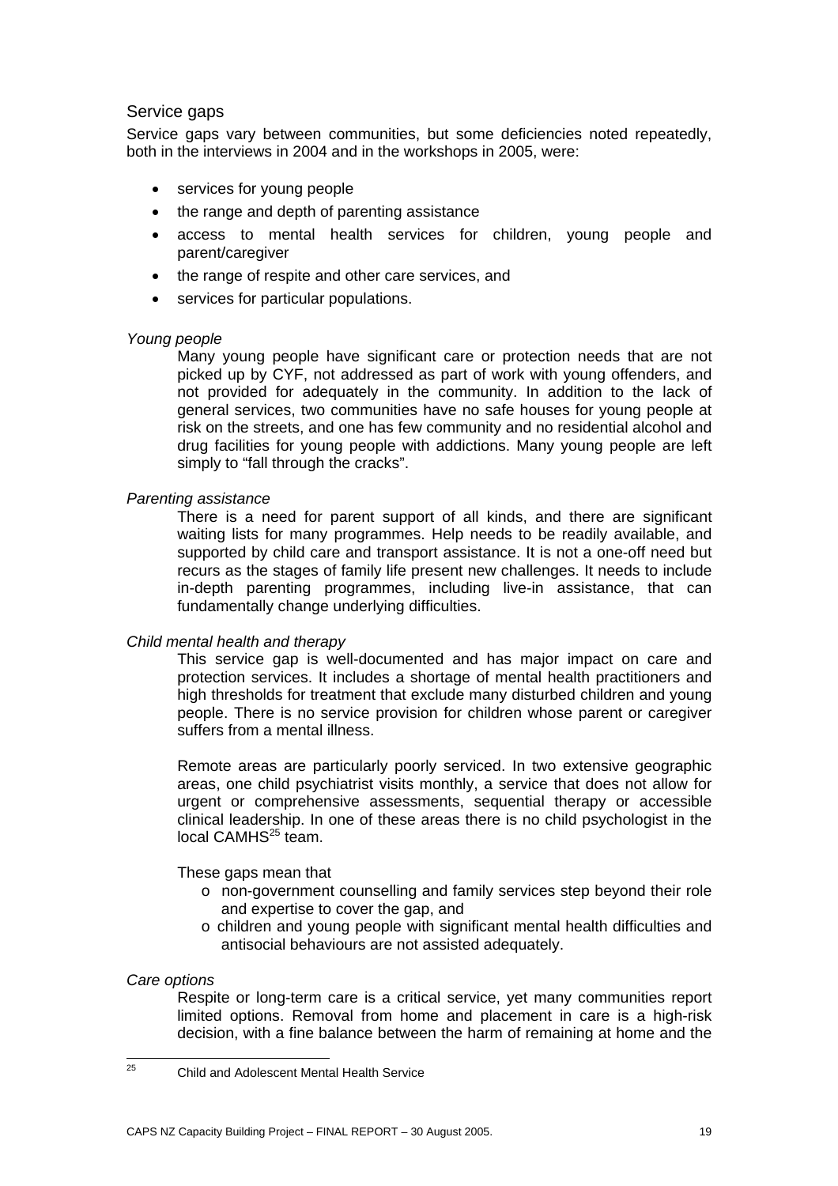### Service gaps

Service gaps vary between communities, but some deficiencies noted repeatedly, both in the interviews in 2004 and in the workshops in 2005, were:

- services for young people
- the range and depth of parenting assistance
- access to mental health services for children, young people and parent/caregiver
- the range of respite and other care services, and
- services for particular populations.

*Young people*

Many young people have significant care or protection needs that are not picked up by CYF, not addressed as part of work with young offenders, and not provided for adequately in the community. In addition to the lack of general services, two communities have no safe houses for young people at risk on the streets, and one has few community and no residential alcohol and drug facilities for young people with addictions. Many young people are left simply to "fall through the cracks".

*Parenting assistance*

There is a need for parent support of all kinds, and there are significant waiting lists for many programmes. Help needs to be readily available, and supported by child care and transport assistance. It is not a one-off need but recurs as the stages of family life present new challenges. It needs to include in-depth parenting programmes, including live-in assistance, that can fundamentally change underlying difficulties.

*Child mental health and therapy*

This service gap is well-documented and has major impact on care and protection services. It includes a shortage of mental health practitioners and high thresholds for treatment that exclude many disturbed children and young people. There is no service provision for children whose parent or caregiver suffers from a mental illness.

Remote areas are particularly poorly serviced. In two extensive geographic areas, one child psychiatrist visits monthly, a service that does not allow for urgent or comprehensive assessments, sequential therapy or accessible clinical leadership. In one of these areas there is no child psychologist in the local CAMHS[25] team.

These gaps mean that

- non-government counselling and family services step beyond their role and expertise to cover the gap, and
- children and young people with significant mental health difficulties and antisocial behaviours are not assisted adequately.

*Care options*

Respite or long-term care is a critical service, yet many communities report limited options. Removal from home and placement in care is a high-risk decision, with a fine balance between the harm of remaining at home and the

[25] Child and Adolescent Mental Health Service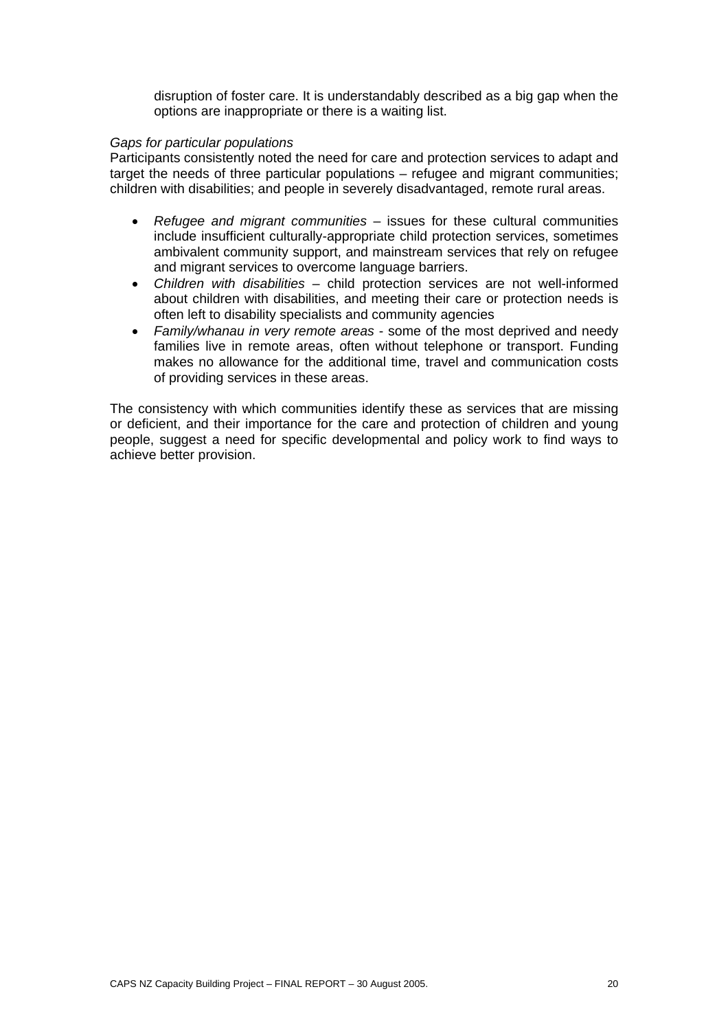disruption of foster care. It is understandably described as a big gap when the options are inappropriate or there is a waiting list.

*Gaps for particular populations*

Participants consistently noted the need for care and protection services to adapt and target the needs of three particular populations – refugee and migrant communities; children with disabilities; and people in severely disadvantaged, remote rural areas.

- *Refugee and migrant communities* – issues for these cultural communities include insufficient culturally-appropriate child protection services, sometimes ambivalent community support, and mainstream services that rely on refugee and migrant services to overcome language barriers.
- *Children with disabilities* – child protection services are not well-informed about children with disabilities, and meeting their care or protection needs is often left to disability specialists and community agencies
- *Family/whanau in very remote areas* - some of the most deprived and needy families live in remote areas, often without telephone or transport. Funding makes no allowance for the additional time, travel and communication costs of providing services in these areas.

The consistency with which communities identify these as services that are missing or deficient, and their importance for the care and protection of children and young people, suggest a need for specific developmental and policy work to find ways to achieve better provision.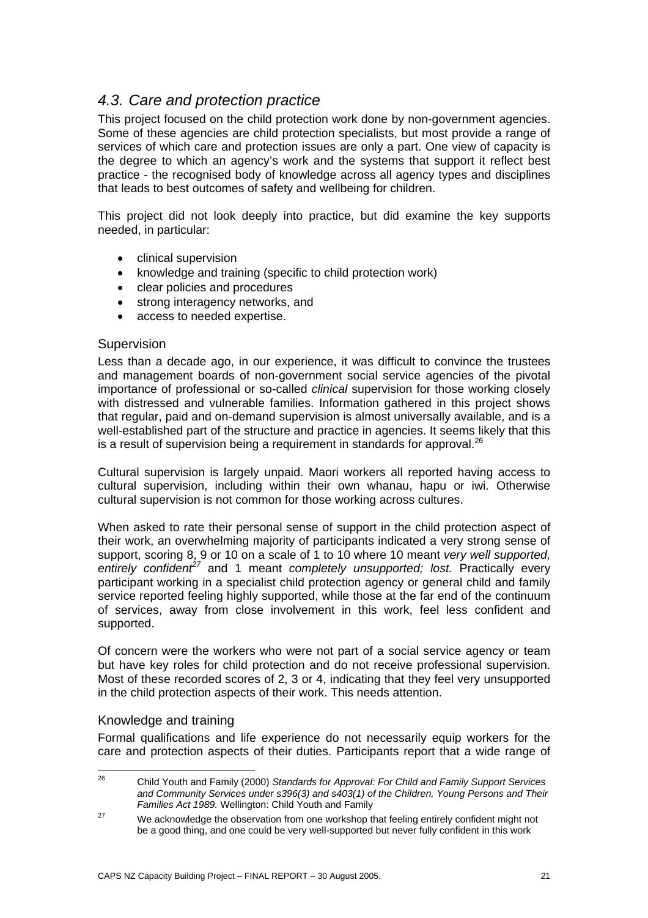## *4.3. Care and protection practice*

This project focused on the child protection work done by non-government agencies. Some of these agencies are child protection specialists, but most provide a range of services of which care and protection issues are only a part. One view of capacity is the degree to which an agency's work and the systems that support it reflect best practice - the recognised body of knowledge across all agency types and disciplines that leads to best outcomes of safety and wellbeing for children.

This project did not look deeply into practice, but did examine the key supports needed, in particular:

- clinical supervision
- knowledge and training (specific to child protection work)
- clear policies and procedures
- strong interagency networks, and
- access to needed expertise.

### Supervision

Less than a decade ago, in our experience, it was difficult to convince the trustees and management boards of non-government social service agencies of the pivotal importance of professional or so-called *clinical* supervision for those working closely with distressed and vulnerable families. Information gathered in this project shows that regular, paid and on-demand supervision is almost universally available, and is a well-established part of the structure and practice in agencies. It seems likely that this is a result of supervision being a requirement in standards for approval.[26]

Cultural supervision is largely unpaid. Maori workers all reported having access to cultural supervision, including within their own whanau, hapu or iwi. Otherwise cultural supervision is not common for those working across cultures.

When asked to rate their personal sense of support in the child protection aspect of their work, an overwhelming majority of participants indicated a very strong sense of support, scoring 8, 9 or 10 on a scale of 1 to 10 where 10 meant *very well supported, entirely confident*[27] and 1 meant *completely unsupported; lost.* Practically every participant working in a specialist child protection agency or general child and family service reported feeling highly supported, while those at the far end of the continuum of services, away from close involvement in this work, feel less confident and supported.

Of concern were the workers who were not part of a social service agency or team but have key roles for child protection and do not receive professional supervision. Most of these recorded scores of 2, 3 or 4, indicating that they feel very unsupported in the child protection aspects of their work. This needs attention.

### Knowledge and training

Formal qualifications and life experience do not necessarily equip workers for the care and protection aspects of their duties. Participants report that a wide range of

---

[26] Child Youth and Family (2000) *Standards for Approval: For Child and Family Support Services and Community Services under s396(3) and s403(1) of the Children, Young Persons and Their Families Act 1989.* Wellington: Child Youth and Family

[27] We acknowledge the observation from one workshop that feeling entirely confident might not be a good thing, and one could be very well-supported but never fully confident in this work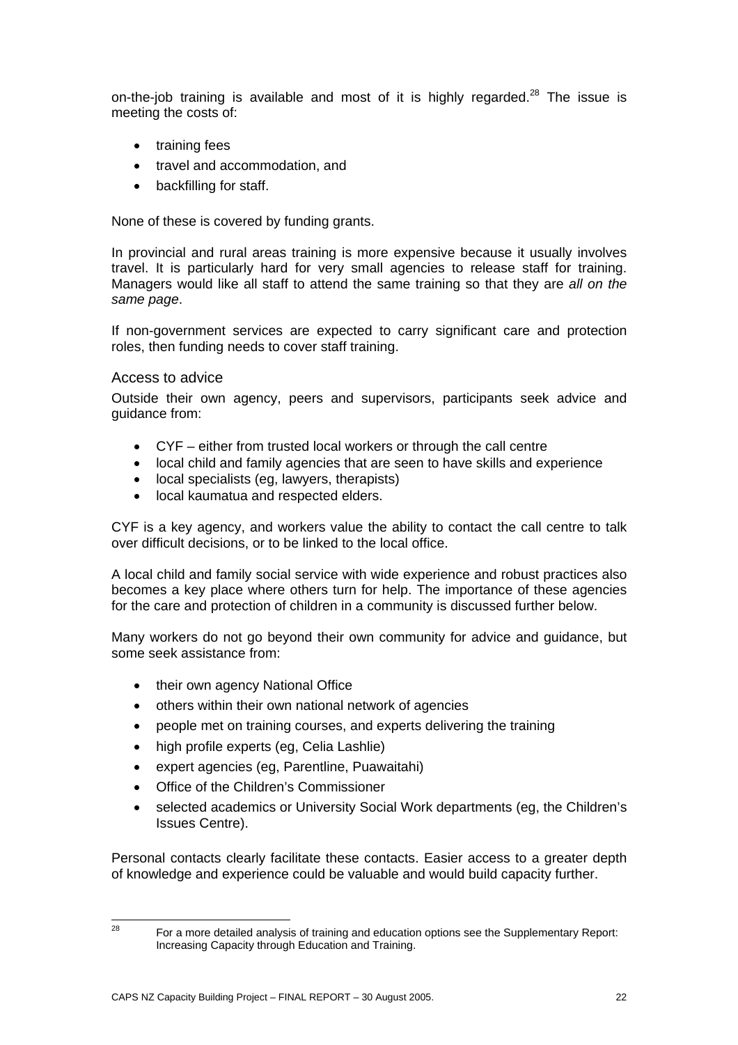on-the-job training is available and most of it is highly regarded.[28] The issue is meeting the costs of:

- training fees
- travel and accommodation, and
- backfilling for staff.

None of these is covered by funding grants.

In provincial and rural areas training is more expensive because it usually involves travel. It is particularly hard for very small agencies to release staff for training. Managers would like all staff to attend the same training so that they are *all on the same page*.

If non-government services are expected to carry significant care and protection roles, then funding needs to cover staff training.

### Access to advice

Outside their own agency, peers and supervisors, participants seek advice and guidance from:

- CYF – either from trusted local workers or through the call centre
- local child and family agencies that are seen to have skills and experience
- local specialists (eg, lawyers, therapists)
- local kaumatua and respected elders.

CYF is a key agency, and workers value the ability to contact the call centre to talk over difficult decisions, or to be linked to the local office.

A local child and family social service with wide experience and robust practices also becomes a key place where others turn for help. The importance of these agencies for the care and protection of children in a community is discussed further below.

Many workers do not go beyond their own community for advice and guidance, but some seek assistance from:

- their own agency National Office
- others within their own national network of agencies
- people met on training courses, and experts delivering the training
- high profile experts (eg, Celia Lashlie)
- expert agencies (eg, Parentline, Puawaitahi)
- Office of the Children's Commissioner
- selected academics or University Social Work departments (eg, the Children's Issues Centre).

Personal contacts clearly facilitate these contacts. Easier access to a greater depth of knowledge and experience could be valuable and would build capacity further.

---

[28] For a more detailed analysis of training and education options see the Supplementary Report: Increasing Capacity through Education and Training.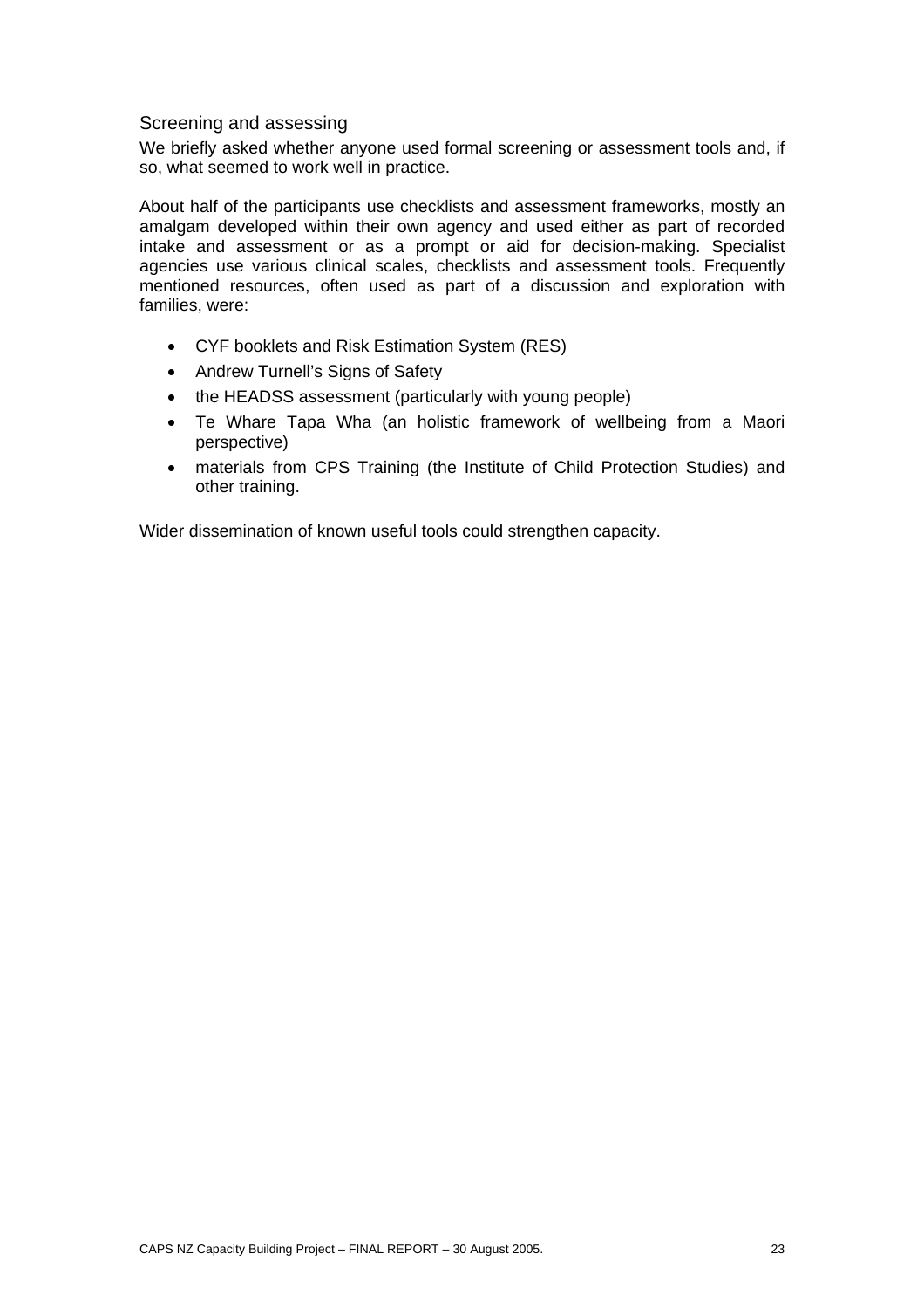### Screening and assessing

We briefly asked whether anyone used formal screening or assessment tools and, if so, what seemed to work well in practice.

About half of the participants use checklists and assessment frameworks, mostly an amalgam developed within their own agency and used either as part of recorded intake and assessment or as a prompt or aid for decision-making. Specialist agencies use various clinical scales, checklists and assessment tools. Frequently mentioned resources, often used as part of a discussion and exploration with families, were:

- CYF booklets and Risk Estimation System (RES)
- Andrew Turnell's Signs of Safety
- the HEADSS assessment (particularly with young people)
- Te Whare Tapa Wha (an holistic framework of wellbeing from a Maori perspective)
- materials from CPS Training (the Institute of Child Protection Studies) and other training.

Wider dissemination of known useful tools could strengthen capacity.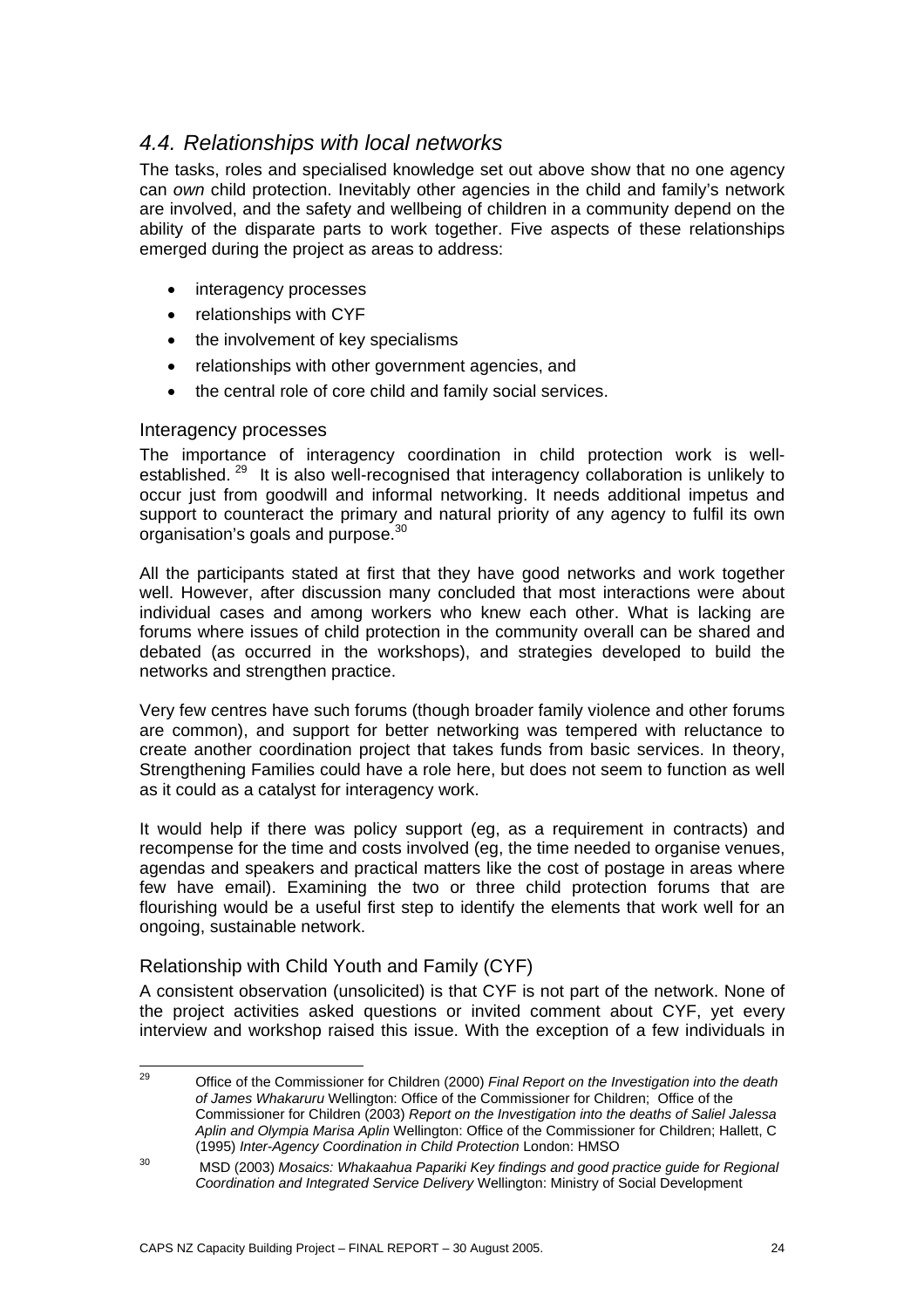## *4.4. Relationships with local networks*

The tasks, roles and specialised knowledge set out above show that no one agency can *own* child protection. Inevitably other agencies in the child and family's network are involved, and the safety and wellbeing of children in a community depend on the ability of the disparate parts to work together. Five aspects of these relationships emerged during the project as areas to address:

- interagency processes
- relationships with CYF
- the involvement of key specialisms
- relationships with other government agencies, and
- the central role of core child and family social services.

### Interagency processes

The importance of interagency coordination in child protection work is well-established. [29] It is also well-recognised that interagency collaboration is unlikely to occur just from goodwill and informal networking. It needs additional impetus and support to counteract the primary and natural priority of any agency to fulfil its own organisation's goals and purpose.[30]

All the participants stated at first that they have good networks and work together well. However, after discussion many concluded that most interactions were about individual cases and among workers who knew each other. What is lacking are forums where issues of child protection in the community overall can be shared and debated (as occurred in the workshops), and strategies developed to build the networks and strengthen practice.

Very few centres have such forums (though broader family violence and other forums are common), and support for better networking was tempered with reluctance to create another coordination project that takes funds from basic services. In theory, Strengthening Families could have a role here, but does not seem to function as well as it could as a catalyst for interagency work.

It would help if there was policy support (eg, as a requirement in contracts) and recompense for the time and costs involved (eg, the time needed to organise venues, agendas and speakers and practical matters like the cost of postage in areas where few have email). Examining the two or three child protection forums that are flourishing would be a useful first step to identify the elements that work well for an ongoing, sustainable network.

### Relationship with Child Youth and Family (CYF)

A consistent observation (unsolicited) is that CYF is not part of the network. None of the project activities asked questions or invited comment about CYF, yet every interview and workshop raised this issue. With the exception of a few individuals in

---

[29] Office of the Commissioner for Children (2000) *Final Report on the Investigation into the death of James Whakaruru* Wellington: Office of the Commissioner for Children; Office of the Commissioner for Children (2003) *Report on the Investigation into the deaths of Saliel Jalessa Aplin and Olympia Marisa Aplin* Wellington: Office of the Commissioner for Children; Hallett, C (1995) *Inter-Agency Coordination in Child Protection* London: HMSO

[30] MSD (2003) *Mosaics: Whakaahua Papariki Key findings and good practice guide for Regional Coordination and Integrated Service Delivery* Wellington: Ministry of Social Development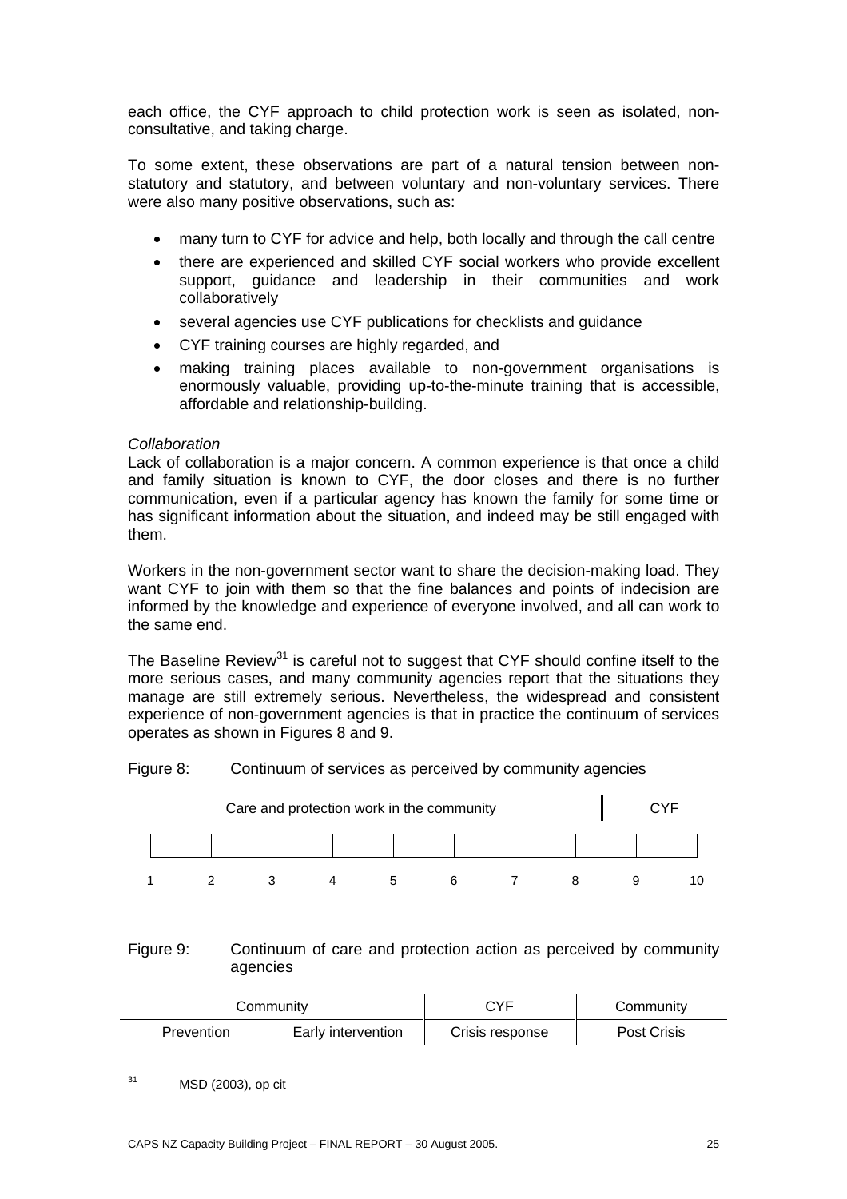each office, the CYF approach to child protection work is seen as isolated, non-consultative, and taking charge.

To some extent, these observations are part of a natural tension between non-statutory and statutory, and between voluntary and non-voluntary services. There were also many positive observations, such as:

- many turn to CYF for advice and help, both locally and through the call centre
- there are experienced and skilled CYF social workers who provide excellent support, guidance and leadership in their communities and work collaboratively
- several agencies use CYF publications for checklists and guidance
- CYF training courses are highly regarded, and
- making training places available to non-government organisations is enormously valuable, providing up-to-the-minute training that is accessible, affordable and relationship-building.

*Collaboration*

Lack of collaboration is a major concern. A common experience is that once a child and family situation is known to CYF, the door closes and there is no further communication, even if a particular agency has known the family for some time or has significant information about the situation, and indeed may be still engaged with them.

Workers in the non-government sector want to share the decision-making load. They want CYF to join with them so that the fine balances and points of indecision are informed by the knowledge and experience of everyone involved, and all can work to the same end.

The Baseline Review[31] is careful not to suggest that CYF should confine itself to the more serious cases, and many community agencies report that the situations they manage are still extremely serious. Nevertheless, the widespread and consistent experience of non-government agencies is that in practice the continuum of services operates as shown in Figures 8 and 9.

Figure 8: Continuum of services as perceived by community agencies

| Care and protection work in the community | | | | | | | | | CYF |
|---|---|---|---|---|---|---|---|---|---|
| 1 | 2 | 3 | 4 | 5 | 6 | 7 | 8 | 9 | 10 |

Figure 9: Continuum of care and protection action as perceived by community agencies

| Community | | CYF | Community |
|---|---|---|---|
| Prevention | Early intervention | Crisis response | Post Crisis |

[31] MSD (2003), op cit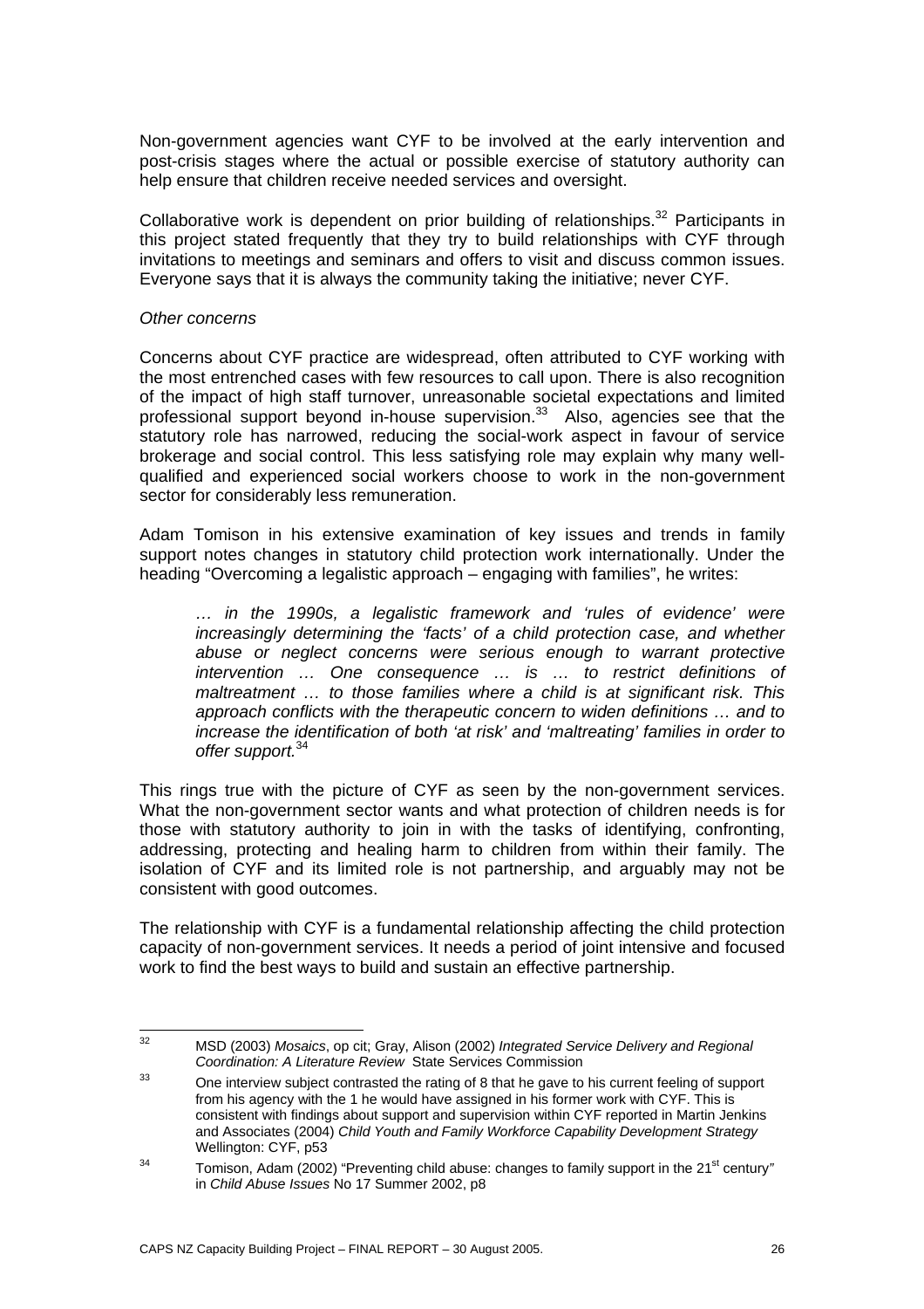Non-government agencies want CYF to be involved at the early intervention and post-crisis stages where the actual or possible exercise of statutory authority can help ensure that children receive needed services and oversight.

Collaborative work is dependent on prior building of relationships.[32] Participants in this project stated frequently that they try to build relationships with CYF through invitations to meetings and seminars and offers to visit and discuss common issues. Everyone says that it is always the community taking the initiative; never CYF.

*Other concerns*

Concerns about CYF practice are widespread, often attributed to CYF working with the most entrenched cases with few resources to call upon. There is also recognition of the impact of high staff turnover, unreasonable societal expectations and limited professional support beyond in-house supervision.[33] Also, agencies see that the statutory role has narrowed, reducing the social-work aspect in favour of service brokerage and social control. This less satisfying role may explain why many well-qualified and experienced social workers choose to work in the non-government sector for considerably less remuneration.

Adam Tomison in his extensive examination of key issues and trends in family support notes changes in statutory child protection work internationally. Under the heading "Overcoming a legalistic approach – engaging with families", he writes:

> *… in the 1990s, a legalistic framework and 'rules of evidence' were increasingly determining the 'facts' of a child protection case, and whether abuse or neglect concerns were serious enough to warrant protective intervention … One consequence … is … to restrict definitions of maltreatment … to those families where a child is at significant risk. This approach conflicts with the therapeutic concern to widen definitions … and to increase the identification of both 'at risk' and 'maltreating' families in order to offer support.*[34]

This rings true with the picture of CYF as seen by the non-government services. What the non-government sector wants and what protection of children needs is for those with statutory authority to join in with the tasks of identifying, confronting, addressing, protecting and healing harm to children from within their family. The isolation of CYF and its limited role is not partnership, and arguably may not be consistent with good outcomes.

The relationship with CYF is a fundamental relationship affecting the child protection capacity of non-government services. It needs a period of joint intensive and focused work to find the best ways to build and sustain an effective partnership.

---

[32] MSD (2003) *Mosaics*, op cit; Gray, Alison (2002) *Integrated Service Delivery and Regional Coordination: A Literature Review* State Services Commission

[33] One interview subject contrasted the rating of 8 that he gave to his current feeling of support from his agency with the 1 he would have assigned in his former work with CYF. This is consistent with findings about support and supervision within CYF reported in Martin Jenkins and Associates (2004) *Child Youth and Family Workforce Capability Development Strategy* Wellington: CYF, p53

[34] Tomison, Adam (2002) "Preventing child abuse: changes to family support in the 21st century" in *Child Abuse Issues* No 17 Summer 2002, p8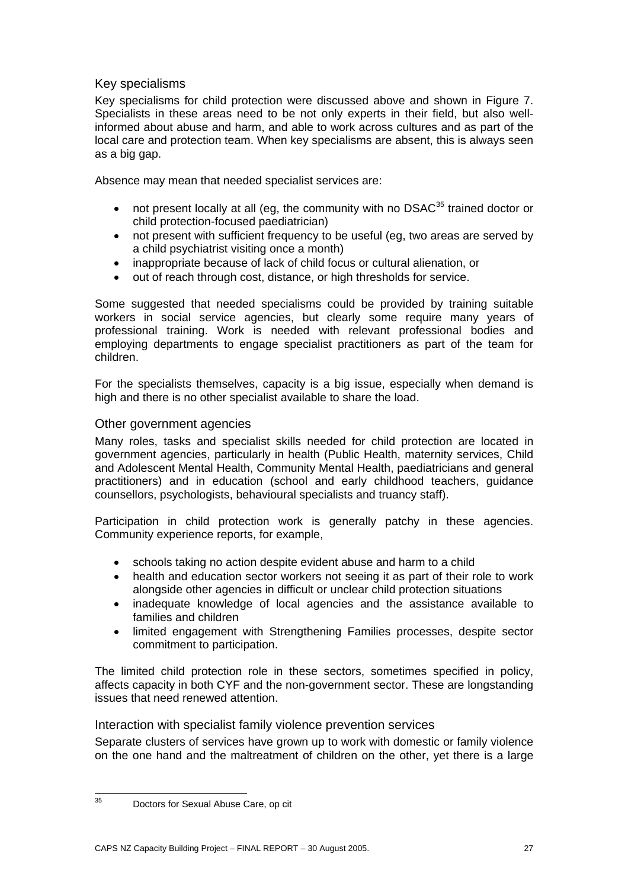### Key specialisms

Key specialisms for child protection were discussed above and shown in Figure 7. Specialists in these areas need to be not only experts in their field, but also well-informed about abuse and harm, and able to work across cultures and as part of the local care and protection team. When key specialisms are absent, this is always seen as a big gap.

Absence may mean that needed specialist services are:

- not present locally at all (eg, the community with no DSAC[35] trained doctor or child protection-focused paediatrician)
- not present with sufficient frequency to be useful (eg, two areas are served by a child psychiatrist visiting once a month)
- inappropriate because of lack of child focus or cultural alienation, or
- out of reach through cost, distance, or high thresholds for service.

Some suggested that needed specialisms could be provided by training suitable workers in social service agencies, but clearly some require many years of professional training. Work is needed with relevant professional bodies and employing departments to engage specialist practitioners as part of the team for children.

For the specialists themselves, capacity is a big issue, especially when demand is high and there is no other specialist available to share the load.

### Other government agencies

Many roles, tasks and specialist skills needed for child protection are located in government agencies, particularly in health (Public Health, maternity services, Child and Adolescent Mental Health, Community Mental Health, paediatricians and general practitioners) and in education (school and early childhood teachers, guidance counsellors, psychologists, behavioural specialists and truancy staff).

Participation in child protection work is generally patchy in these agencies. Community experience reports, for example,

- schools taking no action despite evident abuse and harm to a child
- health and education sector workers not seeing it as part of their role to work alongside other agencies in difficult or unclear child protection situations
- inadequate knowledge of local agencies and the assistance available to families and children
- limited engagement with Strengthening Families processes, despite sector commitment to participation.

The limited child protection role in these sectors, sometimes specified in policy, affects capacity in both CYF and the non-government sector. These are longstanding issues that need renewed attention.

### Interaction with specialist family violence prevention services

Separate clusters of services have grown up to work with domestic or family violence on the one hand and the maltreatment of children on the other, yet there is a large

---

[35] Doctors for Sexual Abuse Care, op cit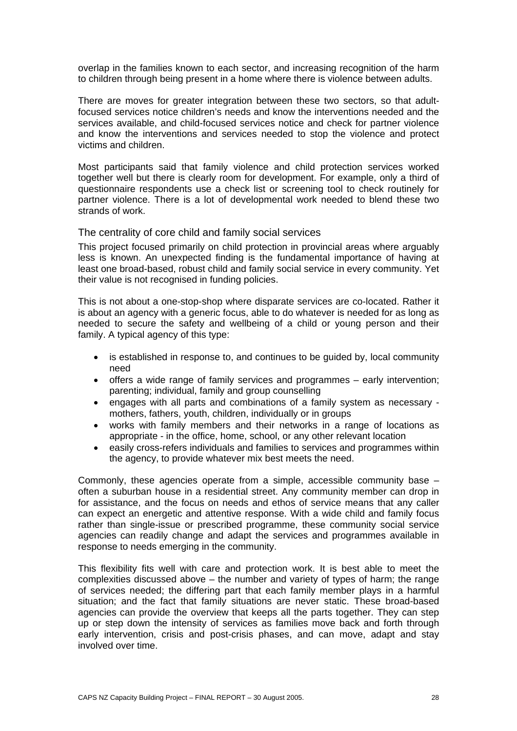overlap in the families known to each sector, and increasing recognition of the harm to children through being present in a home where there is violence between adults.

There are moves for greater integration between these two sectors, so that adult-focused services notice children's needs and know the interventions needed and the services available, and child-focused services notice and check for partner violence and know the interventions and services needed to stop the violence and protect victims and children.

Most participants said that family violence and child protection services worked together well but there is clearly room for development. For example, only a third of questionnaire respondents use a check list or screening tool to check routinely for partner violence. There is a lot of developmental work needed to blend these two strands of work.

### The centrality of core child and family social services

This project focused primarily on child protection in provincial areas where arguably less is known. An unexpected finding is the fundamental importance of having at least one broad-based, robust child and family social service in every community. Yet their value is not recognised in funding policies.

This is not about a one-stop-shop where disparate services are co-located. Rather it is about an agency with a generic focus, able to do whatever is needed for as long as needed to secure the safety and wellbeing of a child or young person and their family. A typical agency of this type:

- is established in response to, and continues to be guided by, local community need
- offers a wide range of family services and programmes – early intervention; parenting; individual, family and group counselling
- engages with all parts and combinations of a family system as necessary - mothers, fathers, youth, children, individually or in groups
- works with family members and their networks in a range of locations as appropriate - in the office, home, school, or any other relevant location
- easily cross-refers individuals and families to services and programmes within the agency, to provide whatever mix best meets the need.

Commonly, these agencies operate from a simple, accessible community base – often a suburban house in a residential street. Any community member can drop in for assistance, and the focus on needs and ethos of service means that any caller can expect an energetic and attentive response. With a wide child and family focus rather than single-issue or prescribed programme, these community social service agencies can readily change and adapt the services and programmes available in response to needs emerging in the community.

This flexibility fits well with care and protection work. It is best able to meet the complexities discussed above – the number and variety of types of harm; the range of services needed; the differing part that each family member plays in a harmful situation; and the fact that family situations are never static. These broad-based agencies can provide the overview that keeps all the parts together. They can step up or step down the intensity of services as families move back and forth through early intervention, crisis and post-crisis phases, and can move, adapt and stay involved over time.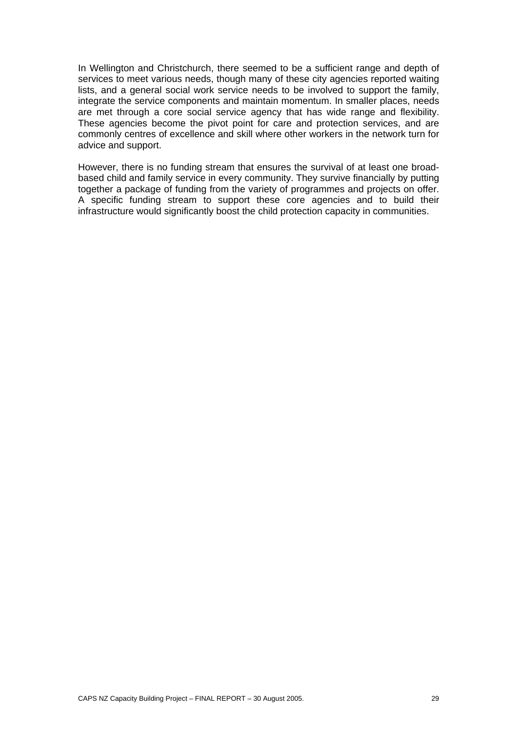In Wellington and Christchurch, there seemed to be a sufficient range and depth of services to meet various needs, though many of these city agencies reported waiting lists, and a general social work service needs to be involved to support the family, integrate the service components and maintain momentum. In smaller places, needs are met through a core social service agency that has wide range and flexibility. These agencies become the pivot point for care and protection services, and are commonly centres of excellence and skill where other workers in the network turn for advice and support.

However, there is no funding stream that ensures the survival of at least one broad-based child and family service in every community. They survive financially by putting together a package of funding from the variety of programmes and projects on offer. A specific funding stream to support these core agencies and to build their infrastructure would significantly boost the child protection capacity in communities.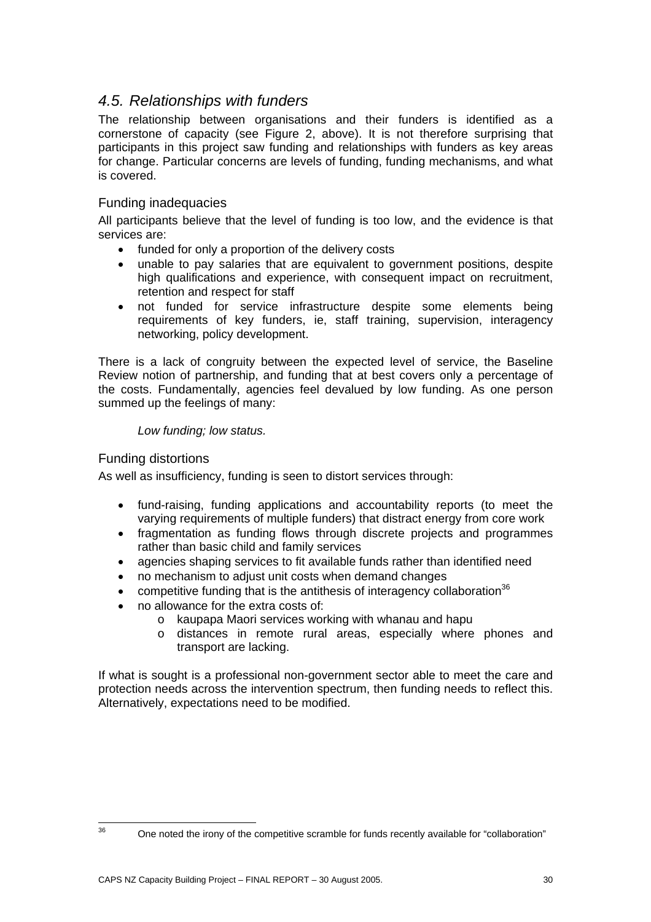## *4.5. Relationships with funders*

The relationship between organisations and their funders is identified as a cornerstone of capacity (see Figure 2, above). It is not therefore surprising that participants in this project saw funding and relationships with funders as key areas for change. Particular concerns are levels of funding, funding mechanisms, and what is covered.

### Funding inadequacies

All participants believe that the level of funding is too low, and the evidence is that services are:

- funded for only a proportion of the delivery costs
- unable to pay salaries that are equivalent to government positions, despite high qualifications and experience, with consequent impact on recruitment, retention and respect for staff
- not funded for service infrastructure despite some elements being requirements of key funders, ie, staff training, supervision, interagency networking, policy development.

There is a lack of congruity between the expected level of service, the Baseline Review notion of partnership, and funding that at best covers only a percentage of the costs. Fundamentally, agencies feel devalued by low funding. As one person summed up the feelings of many:

> *Low funding; low status.*

### Funding distortions

As well as insufficiency, funding is seen to distort services through:

- fund-raising, funding applications and accountability reports (to meet the varying requirements of multiple funders) that distract energy from core work
- fragmentation as funding flows through discrete projects and programmes rather than basic child and family services
- agencies shaping services to fit available funds rather than identified need
- no mechanism to adjust unit costs when demand changes
- competitive funding that is the antithesis of interagency collaboration[36]
- no allowance for the extra costs of:
  - kaupapa Maori services working with whanau and hapu
  - distances in remote rural areas, especially where phones and transport are lacking.

If what is sought is a professional non-government sector able to meet the care and protection needs across the intervention spectrum, then funding needs to reflect this. Alternatively, expectations need to be modified.

---

[36] One noted the irony of the competitive scramble for funds recently available for "collaboration"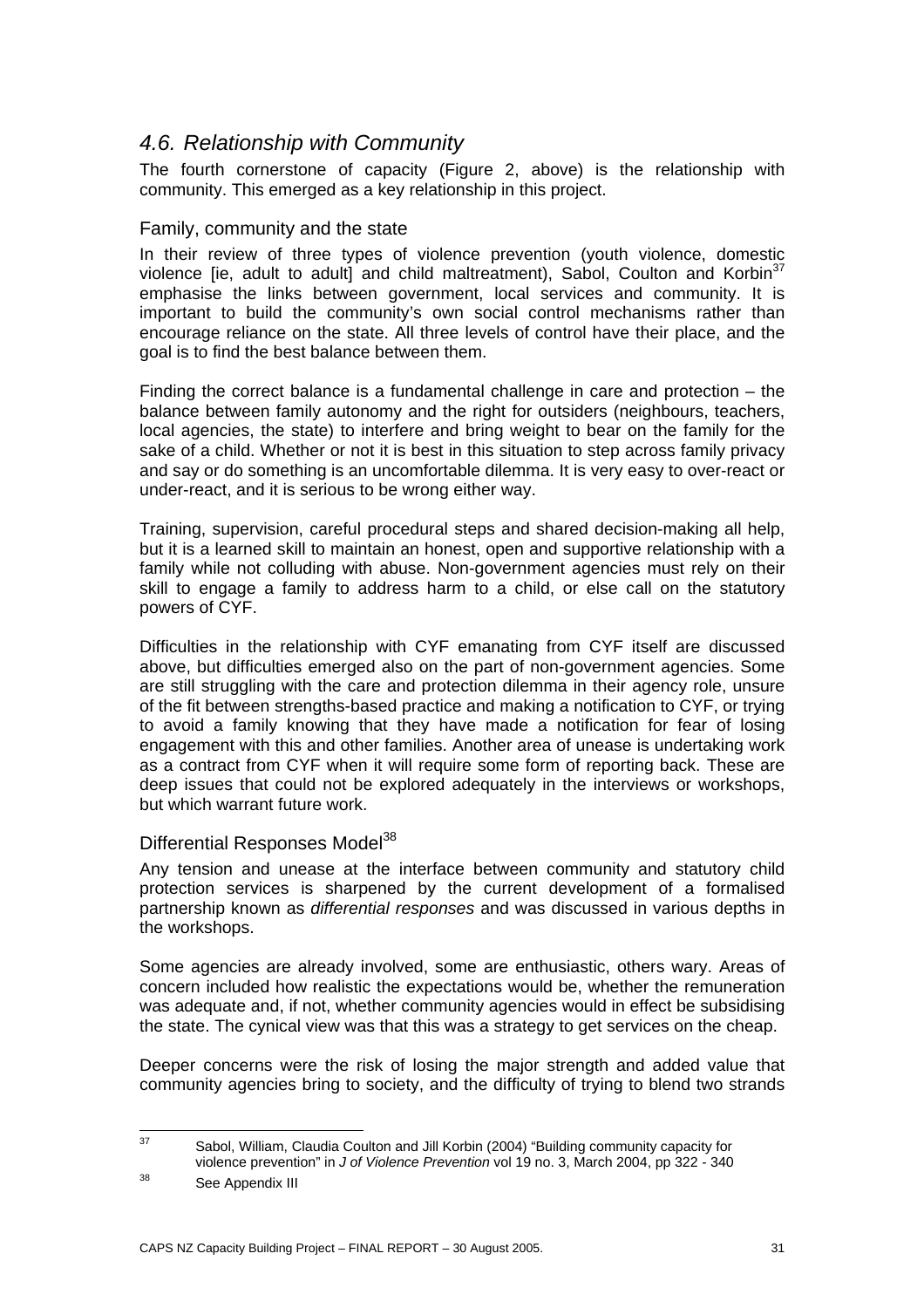## *4.6. Relationship with Community*

The fourth cornerstone of capacity (Figure 2, above) is the relationship with community. This emerged as a key relationship in this project.

### Family, community and the state

In their review of three types of violence prevention (youth violence, domestic violence [ie, adult to adult] and child maltreatment), Sabol, Coulton and Korbin[37] emphasise the links between government, local services and community. It is important to build the community's own social control mechanisms rather than encourage reliance on the state. All three levels of control have their place, and the goal is to find the best balance between them.

Finding the correct balance is a fundamental challenge in care and protection – the balance between family autonomy and the right for outsiders (neighbours, teachers, local agencies, the state) to interfere and bring weight to bear on the family for the sake of a child. Whether or not it is best in this situation to step across family privacy and say or do something is an uncomfortable dilemma. It is very easy to over-react or under-react, and it is serious to be wrong either way.

Training, supervision, careful procedural steps and shared decision-making all help, but it is a learned skill to maintain an honest, open and supportive relationship with a family while not colluding with abuse. Non-government agencies must rely on their skill to engage a family to address harm to a child, or else call on the statutory powers of CYF.

Difficulties in the relationship with CYF emanating from CYF itself are discussed above, but difficulties emerged also on the part of non-government agencies. Some are still struggling with the care and protection dilemma in their agency role, unsure of the fit between strengths-based practice and making a notification to CYF, or trying to avoid a family knowing that they have made a notification for fear of losing engagement with this and other families. Another area of unease is undertaking work as a contract from CYF when it will require some form of reporting back. These are deep issues that could not be explored adequately in the interviews or workshops, but which warrant future work.

### Differential Responses Model[38]

Any tension and unease at the interface between community and statutory child protection services is sharpened by the current development of a formalised partnership known as *differential responses* and was discussed in various depths in the workshops.

Some agencies are already involved, some are enthusiastic, others wary. Areas of concern included how realistic the expectations would be, whether the remuneration was adequate and, if not, whether community agencies would in effect be subsidising the state. The cynical view was that this was a strategy to get services on the cheap.

Deeper concerns were the risk of losing the major strength and added value that community agencies bring to society, and the difficulty of trying to blend two strands

---

[37] Sabol, William, Claudia Coulton and Jill Korbin (2004) "Building community capacity for violence prevention" in *J of Violence Prevention* vol 19 no. 3, March 2004, pp 322 - 340

[38] See Appendix III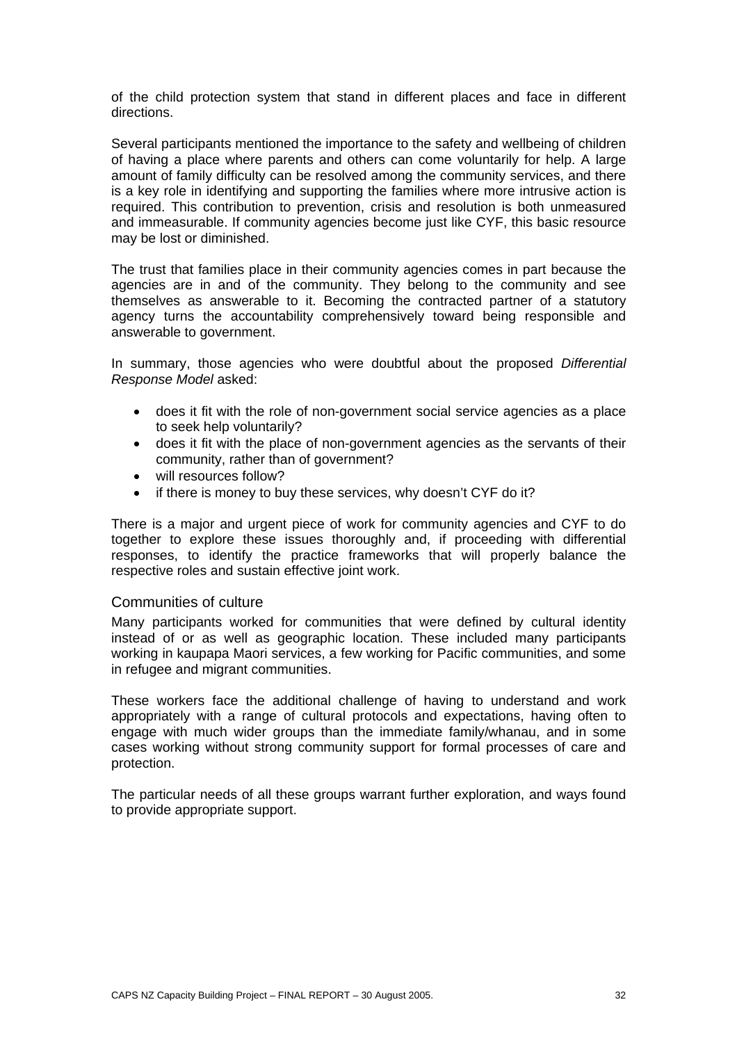of the child protection system that stand in different places and face in different directions.

Several participants mentioned the importance to the safety and wellbeing of children of having a place where parents and others can come voluntarily for help. A large amount of family difficulty can be resolved among the community services, and there is a key role in identifying and supporting the families where more intrusive action is required. This contribution to prevention, crisis and resolution is both unmeasured and immeasurable. If community agencies become just like CYF, this basic resource may be lost or diminished.

The trust that families place in their community agencies comes in part because the agencies are in and of the community. They belong to the community and see themselves as answerable to it. Becoming the contracted partner of a statutory agency turns the accountability comprehensively toward being responsible and answerable to government.

In summary, those agencies who were doubtful about the proposed *Differential Response Model* asked:

- does it fit with the role of non-government social service agencies as a place to seek help voluntarily?
- does it fit with the place of non-government agencies as the servants of their community, rather than of government?
- will resources follow?
- if there is money to buy these services, why doesn't CYF do it?

There is a major and urgent piece of work for community agencies and CYF to do together to explore these issues thoroughly and, if proceeding with differential responses, to identify the practice frameworks that will properly balance the respective roles and sustain effective joint work.

### Communities of culture

Many participants worked for communities that were defined by cultural identity instead of or as well as geographic location. These included many participants working in kaupapa Maori services, a few working for Pacific communities, and some in refugee and migrant communities.

These workers face the additional challenge of having to understand and work appropriately with a range of cultural protocols and expectations, having often to engage with much wider groups than the immediate family/whanau, and in some cases working without strong community support for formal processes of care and protection.

The particular needs of all these groups warrant further exploration, and ways found to provide appropriate support.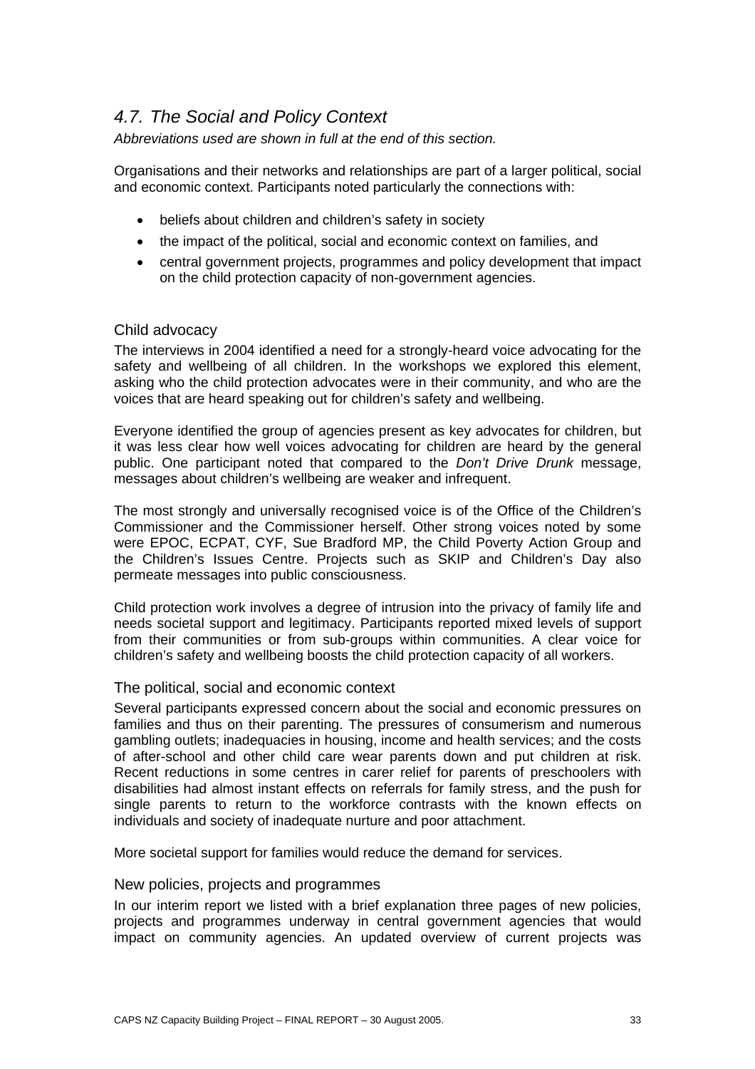## *4.7. The Social and Policy Context*

*Abbreviations used are shown in full at the end of this section.*

Organisations and their networks and relationships are part of a larger political, social and economic context. Participants noted particularly the connections with:

- beliefs about children and children's safety in society
- the impact of the political, social and economic context on families, and
- central government projects, programmes and policy development that impact on the child protection capacity of non-government agencies.

### Child advocacy

The interviews in 2004 identified a need for a strongly-heard voice advocating for the safety and wellbeing of all children. In the workshops we explored this element, asking who the child protection advocates were in their community, and who are the voices that are heard speaking out for children's safety and wellbeing.

Everyone identified the group of agencies present as key advocates for children, but it was less clear how well voices advocating for children are heard by the general public. One participant noted that compared to the *Don't Drive Drunk* message, messages about children's wellbeing are weaker and infrequent.

The most strongly and universally recognised voice is of the Office of the Children's Commissioner and the Commissioner herself. Other strong voices noted by some were EPOC, ECPAT, CYF, Sue Bradford MP, the Child Poverty Action Group and the Children's Issues Centre. Projects such as SKIP and Children's Day also permeate messages into public consciousness.

Child protection work involves a degree of intrusion into the privacy of family life and needs societal support and legitimacy. Participants reported mixed levels of support from their communities or from sub-groups within communities. A clear voice for children's safety and wellbeing boosts the child protection capacity of all workers.

### The political, social and economic context

Several participants expressed concern about the social and economic pressures on families and thus on their parenting. The pressures of consumerism and numerous gambling outlets; inadequacies in housing, income and health services; and the costs of after-school and other child care wear parents down and put children at risk. Recent reductions in some centres in carer relief for parents of preschoolers with disabilities had almost instant effects on referrals for family stress, and the push for single parents to return to the workforce contrasts with the known effects on individuals and society of inadequate nurture and poor attachment.

More societal support for families would reduce the demand for services.

### New policies, projects and programmes

In our interim report we listed with a brief explanation three pages of new policies, projects and programmes underway in central government agencies that would impact on community agencies. An updated overview of current projects was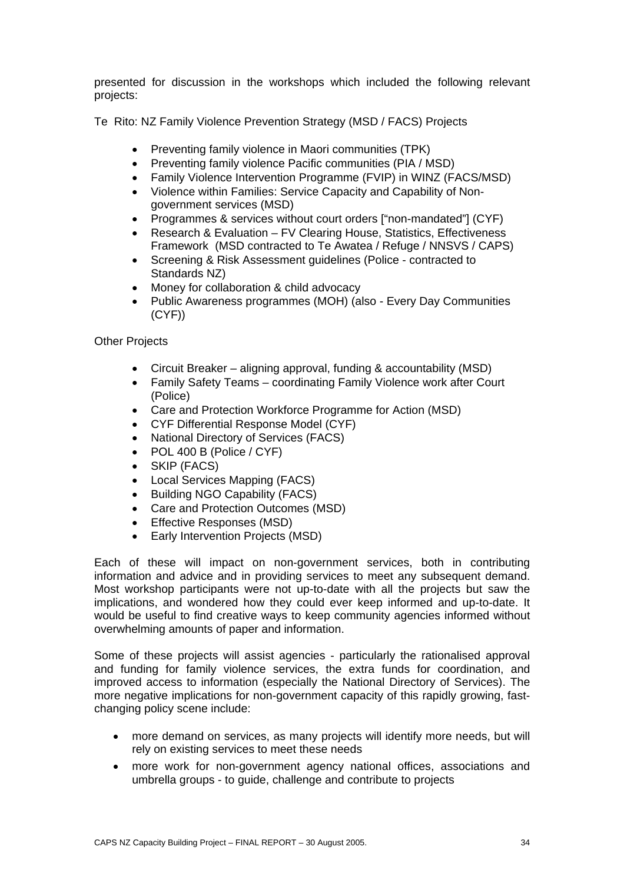presented for discussion in the workshops which included the following relevant projects:

Te Rito: NZ Family Violence Prevention Strategy (MSD / FACS) Projects

- Preventing family violence in Maori communities (TPK)
- Preventing family violence Pacific communities (PIA / MSD)
- Family Violence Intervention Programme (FVIP) in WINZ (FACS/MSD)
- Violence within Families: Service Capacity and Capability of Non-government services (MSD)
- Programmes & services without court orders ["non-mandated"] (CYF)
- Research & Evaluation – FV Clearing House, Statistics, Effectiveness Framework (MSD contracted to Te Awatea / Refuge / NNSVS / CAPS)
- Screening & Risk Assessment guidelines (Police - contracted to Standards NZ)
- Money for collaboration & child advocacy
- Public Awareness programmes (MOH) (also - Every Day Communities (CYF))

Other Projects

- Circuit Breaker – aligning approval, funding & accountability (MSD)
- Family Safety Teams – coordinating Family Violence work after Court (Police)
- Care and Protection Workforce Programme for Action (MSD)
- CYF Differential Response Model (CYF)
- National Directory of Services (FACS)
- POL 400 B (Police / CYF)
- SKIP (FACS)
- Local Services Mapping (FACS)
- Building NGO Capability (FACS)
- Care and Protection Outcomes (MSD)
- Effective Responses (MSD)
- Early Intervention Projects (MSD)

Each of these will impact on non-government services, both in contributing information and advice and in providing services to meet any subsequent demand. Most workshop participants were not up-to-date with all the projects but saw the implications, and wondered how they could ever keep informed and up-to-date. It would be useful to find creative ways to keep community agencies informed without overwhelming amounts of paper and information.

Some of these projects will assist agencies - particularly the rationalised approval and funding for family violence services, the extra funds for coordination, and improved access to information (especially the National Directory of Services). The more negative implications for non-government capacity of this rapidly growing, fast-changing policy scene include:

- more demand on services, as many projects will identify more needs, but will rely on existing services to meet these needs
- more work for non-government agency national offices, associations and umbrella groups - to guide, challenge and contribute to projects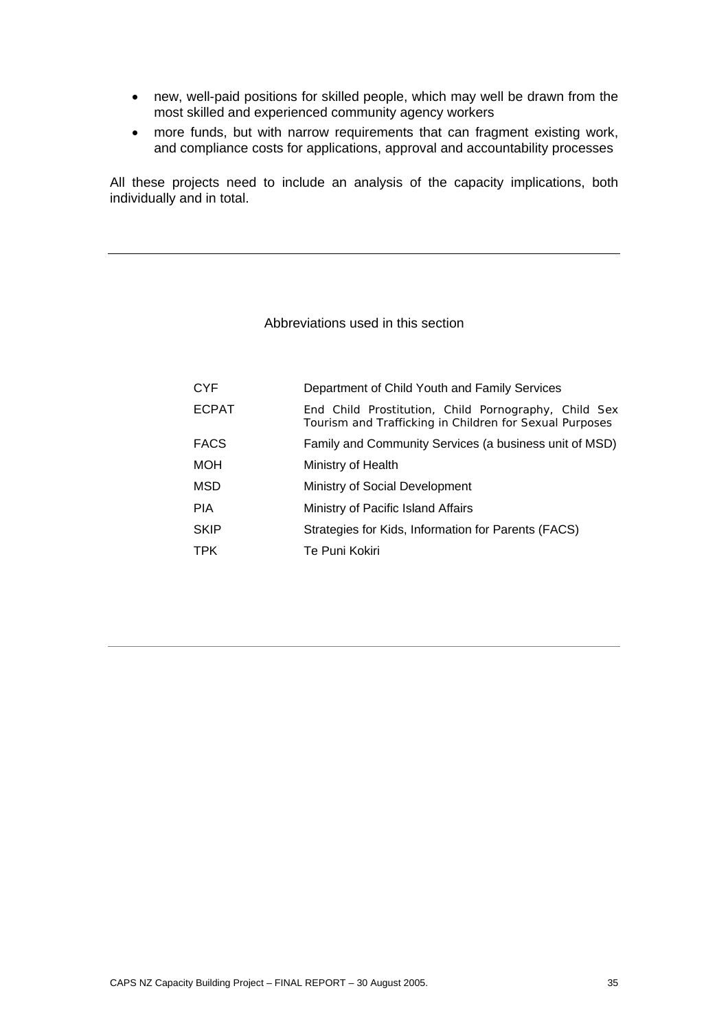- new, well-paid positions for skilled people, which may well be drawn from the most skilled and experienced community agency workers
- more funds, but with narrow requirements that can fragment existing work, and compliance costs for applications, approval and accountability processes

All these projects need to include an analysis of the capacity implications, both individually and in total.

---

Abbreviations used in this section

| | |
|---|---|
| CYF | Department of Child Youth and Family Services |
| ECPAT | End Child Prostitution, Child Pornography, Child Sex Tourism and Trafficking in Children for Sexual Purposes |
| FACS | Family and Community Services (a business unit of MSD) |
| MOH | Ministry of Health |
| MSD | Ministry of Social Development |
| PIA | Ministry of Pacific Island Affairs |
| SKIP | Strategies for Kids, Information for Parents (FACS) |
| TPK | Te Puni Kokiri |

---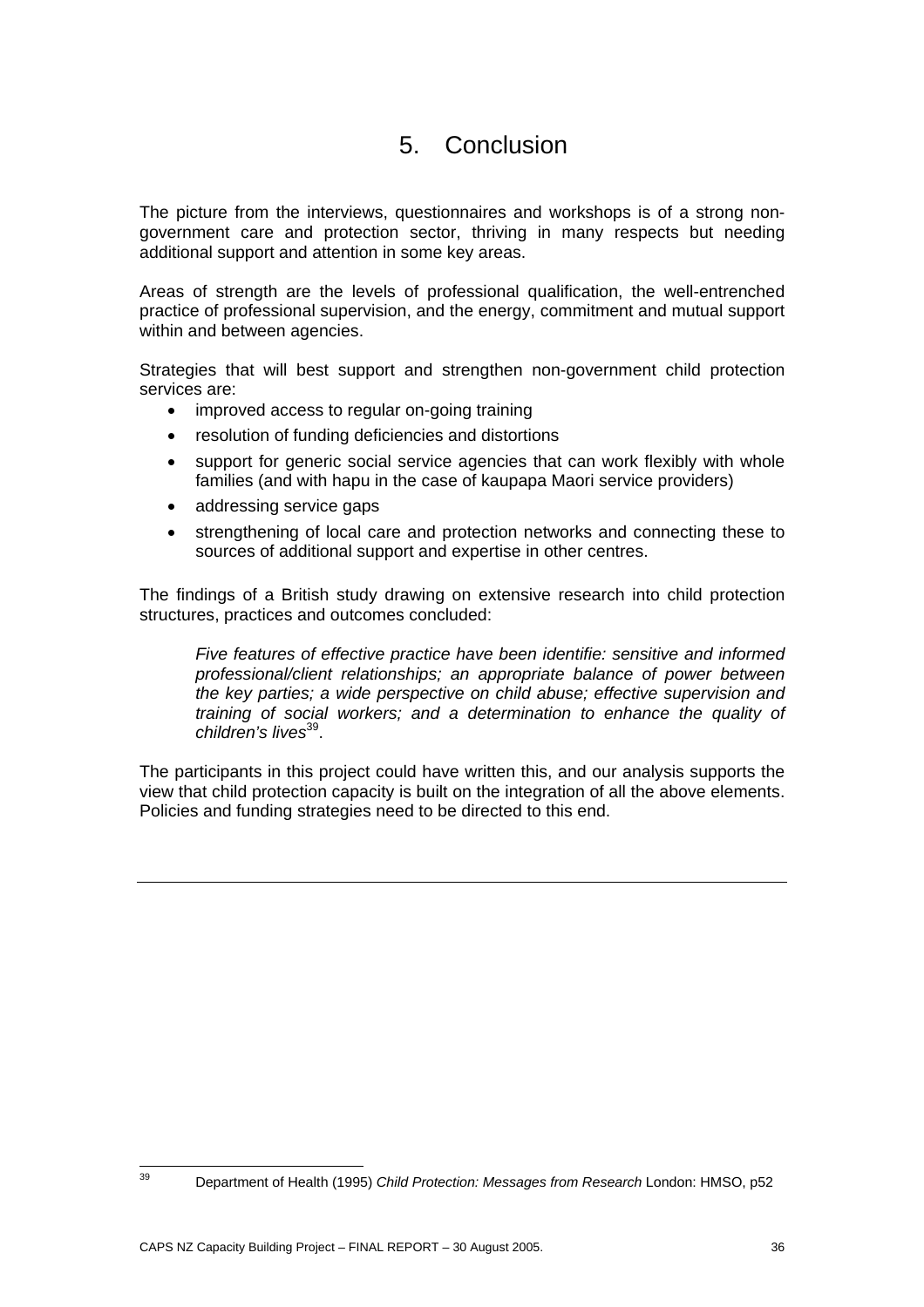# 5. Conclusion

The picture from the interviews, questionnaires and workshops is of a strong non-government care and protection sector, thriving in many respects but needing additional support and attention in some key areas.

Areas of strength are the levels of professional qualification, the well-entrenched practice of professional supervision, and the energy, commitment and mutual support within and between agencies.

Strategies that will best support and strengthen non-government child protection services are:

- improved access to regular on-going training
- resolution of funding deficiencies and distortions
- support for generic social service agencies that can work flexibly with whole families (and with hapu in the case of kaupapa Maori service providers)
- addressing service gaps
- strengthening of local care and protection networks and connecting these to sources of additional support and expertise in other centres.

The findings of a British study drawing on extensive research into child protection structures, practices and outcomes concluded:

> *Five features of effective practice have been identifie: sensitive and informed professional/client relationships; an appropriate balance of power between the key parties; a wide perspective on child abuse; effective supervision and training of social workers; and a determination to enhance the quality of children's lives*[39].

The participants in this project could have written this, and our analysis supports the view that child protection capacity is built on the integration of all the above elements. Policies and funding strategies need to be directed to this end.

---

[39] Department of Health (1995) *Child Protection: Messages from Research* London: HMSO, p52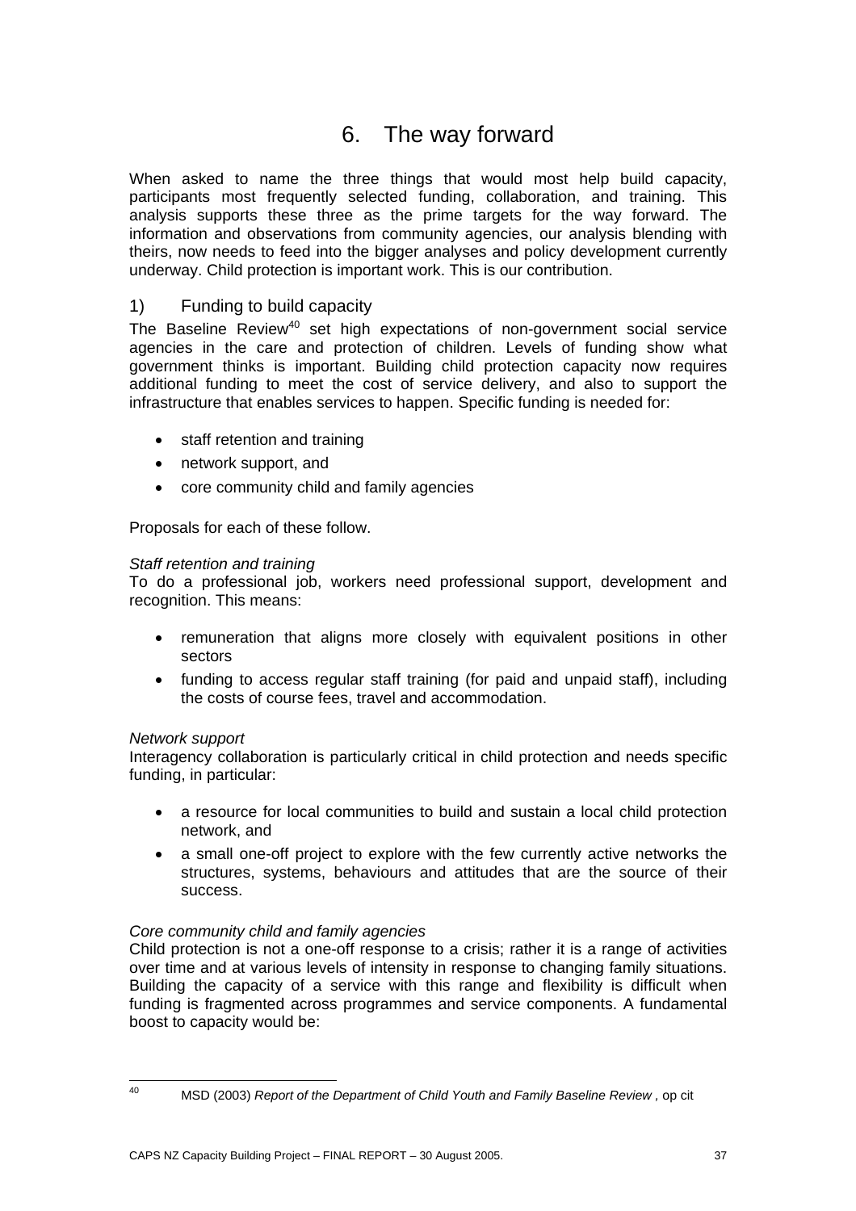# 6. The way forward

When asked to name the three things that would most help build capacity, participants most frequently selected funding, collaboration, and training. This analysis supports these three as the prime targets for the way forward. The information and observations from community agencies, our analysis blending with theirs, now needs to feed into the bigger analyses and policy development currently underway. Child protection is important work. This is our contribution.

## 1) Funding to build capacity

The Baseline Review[40] set high expectations of non-government social service agencies in the care and protection of children. Levels of funding show what government thinks is important. Building child protection capacity now requires additional funding to meet the cost of service delivery, and also to support the infrastructure that enables services to happen. Specific funding is needed for:

- staff retention and training
- network support, and
- core community child and family agencies

Proposals for each of these follow.

*Staff retention and training*

To do a professional job, workers need professional support, development and recognition. This means:

- remuneration that aligns more closely with equivalent positions in other sectors
- funding to access regular staff training (for paid and unpaid staff), including the costs of course fees, travel and accommodation.

*Network support*

Interagency collaboration is particularly critical in child protection and needs specific funding, in particular:

- a resource for local communities to build and sustain a local child protection network, and
- a small one-off project to explore with the few currently active networks the structures, systems, behaviours and attitudes that are the source of their success.

*Core community child and family agencies*

Child protection is not a one-off response to a crisis; rather it is a range of activities over time and at various levels of intensity in response to changing family situations. Building the capacity of a service with this range and flexibility is difficult when funding is fragmented across programmes and service components. A fundamental boost to capacity would be:

---

[40] MSD (2003) *Report of the Department of Child Youth and Family Baseline Review ,* op cit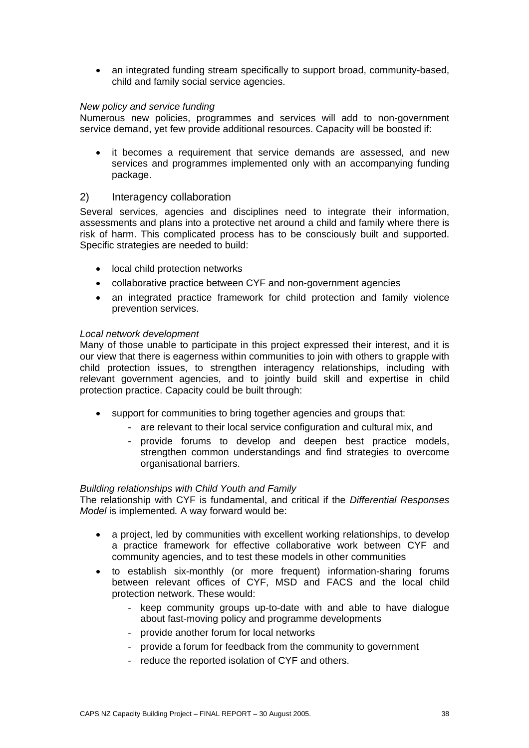- an integrated funding stream specifically to support broad, community-based, child and family social service agencies.

*New policy and service funding*
Numerous new policies, programmes and services will add to non-government service demand, yet few provide additional resources. Capacity will be boosted if:

- it becomes a requirement that service demands are assessed, and new services and programmes implemented only with an accompanying funding package.

## 2) Interagency collaboration

Several services, agencies and disciplines need to integrate their information, assessments and plans into a protective net around a child and family where there is risk of harm. This complicated process has to be consciously built and supported. Specific strategies are needed to build:

- local child protection networks
- collaborative practice between CYF and non-government agencies
- an integrated practice framework for child protection and family violence prevention services.

*Local network development*
Many of those unable to participate in this project expressed their interest, and it is our view that there is eagerness within communities to join with others to grapple with child protection issues, to strengthen interagency relationships, including with relevant government agencies, and to jointly build skill and expertise in child protection practice. Capacity could be built through:

- support for communities to bring together agencies and groups that:
    - are relevant to their local service configuration and cultural mix, and
    - provide forums to develop and deepen best practice models, strengthen common understandings and find strategies to overcome organisational barriers.

*Building relationships with Child Youth and Family*
The relationship with CYF is fundamental, and critical if the *Differential Responses Model* is implemented. A way forward would be:

- a project, led by communities with excellent working relationships, to develop a practice framework for effective collaborative work between CYF and community agencies, and to test these models in other communities
- to establish six-monthly (or more frequent) information-sharing forums between relevant offices of CYF, MSD and FACS and the local child protection network. These would:
    - keep community groups up-to-date with and able to have dialogue about fast-moving policy and programme developments
    - provide another forum for local networks
    - provide a forum for feedback from the community to government
    - reduce the reported isolation of CYF and others.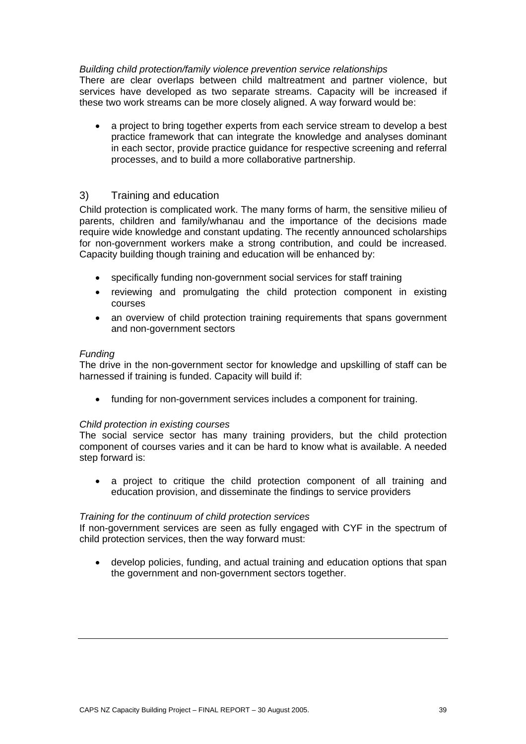*Building child protection/family violence prevention service relationships*

There are clear overlaps between child maltreatment and partner violence, but services have developed as two separate streams. Capacity will be increased if these two work streams can be more closely aligned. A way forward would be:

- a project to bring together experts from each service stream to develop a best practice framework that can integrate the knowledge and analyses dominant in each sector, provide practice guidance for respective screening and referral processes, and to build a more collaborative partnership.

## 3) Training and education

Child protection is complicated work. The many forms of harm, the sensitive milieu of parents, children and family/whanau and the importance of the decisions made require wide knowledge and constant updating. The recently announced scholarships for non-government workers make a strong contribution, and could be increased. Capacity building though training and education will be enhanced by:

- specifically funding non-government social services for staff training
- reviewing and promulgating the child protection component in existing courses
- an overview of child protection training requirements that spans government and non-government sectors

*Funding*

The drive in the non-government sector for knowledge and upskilling of staff can be harnessed if training is funded. Capacity will build if:

- funding for non-government services includes a component for training.

*Child protection in existing courses*

The social service sector has many training providers, but the child protection component of courses varies and it can be hard to know what is available. A needed step forward is:

- a project to critique the child protection component of all training and education provision, and disseminate the findings to service providers

*Training for the continuum of child protection services*

If non-government services are seen as fully engaged with CYF in the spectrum of child protection services, then the way forward must:

- develop policies, funding, and actual training and education options that span the government and non-government sectors together.